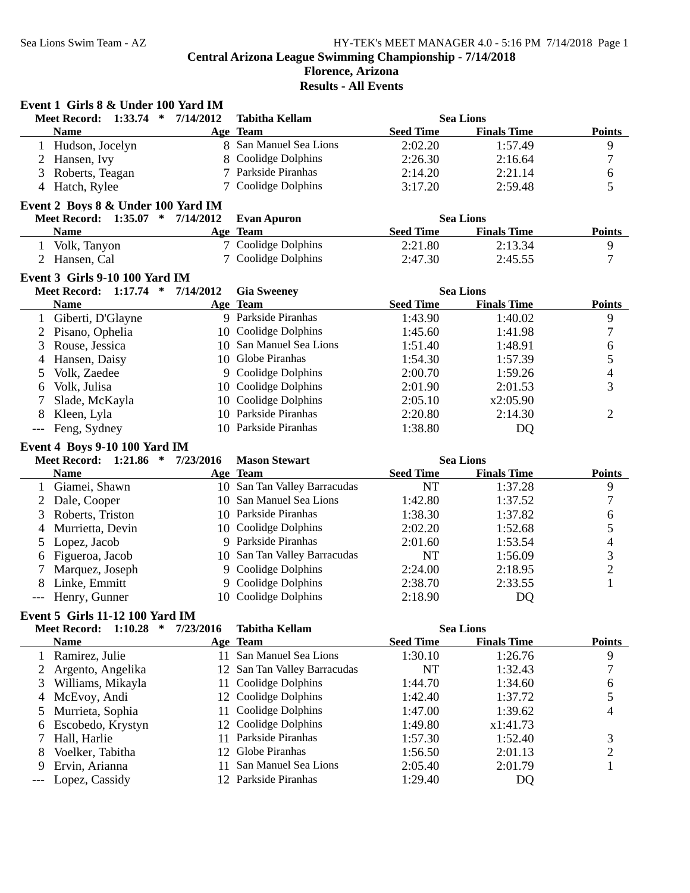**Central Arizona League Swimming Championship - 7/14/2018**

**Florence, Arizona**

**Results - All Events**

### Event 1 Girls 8 & Under 100 Yard IM

**Meet Record: 1:33.74 * 7/14/2012 Tabitha Kellam Sea Lions**

| | Name | Age | Team | Seed Time | Finals Time | Points |
|---|---|---|---|---|---|---|
| 1 | Hudson, Jocelyn | 8 | San Manuel Sea Lions | 2:02.20 | 1:57.49 | 9 |
| 2 | Hansen, Ivy | 8 | Coolidge Dolphins | 2:26.30 | 2:16.64 | 7 |
| 3 | Roberts, Teagan | 7 | Parkside Piranhas | 2:14.20 | 2:21.14 | 6 |
| 4 | Hatch, Rylee | 7 | Coolidge Dolphins | 3:17.20 | 2:59.48 | 5 |

### Event 2 Boys 8 & Under 100 Yard IM

**Meet Record: 1:35.07 * 7/14/2012 Evan Apuron Sea Lions**

| | Name | Age | Team | Seed Time | Finals Time | Points |
|---|---|---|---|---|---|---|
| 1 | Volk, Tanyon | 7 | Coolidge Dolphins | 2:21.80 | 2:13.34 | 9 |
| 2 | Hansen, Cal | 7 | Coolidge Dolphins | 2:47.30 | 2:45.55 | 7 |

### Event 3 Girls 9-10 100 Yard IM

**Meet Record: 1:17.74 * 7/14/2012 Gia Sweeney Sea Lions**

| | Name | Age | Team | Seed Time | Finals Time | Points |
|---|---|---|---|---|---|---|
| 1 | Giberti, D'Glayne | 9 | Parkside Piranhas | 1:43.90 | 1:40.02 | 9 |
| 2 | Pisano, Ophelia | 10 | Coolidge Dolphins | 1:45.60 | 1:41.98 | 7 |
| 3 | Rouse, Jessica | 10 | San Manuel Sea Lions | 1:51.40 | 1:48.91 | 6 |
| 4 | Hansen, Daisy | 10 | Globe Piranhas | 1:54.30 | 1:57.39 | 5 |
| 5 | Volk, Zaedee | 9 | Coolidge Dolphins | 2:00.70 | 1:59.26 | 4 |
| 6 | Volk, Julisa | 10 | Coolidge Dolphins | 2:01.90 | 2:01.53 | 3 |
| 7 | Slade, McKayla | 10 | Coolidge Dolphins | 2:05.10 | x2:05.90 | |
| 8 | Kleen, Lyla | 10 | Parkside Piranhas | 2:20.80 | 2:14.30 | 2 |
| --- | Feng, Sydney | 10 | Parkside Piranhas | 1:38.80 | DQ | |

### Event 4 Boys 9-10 100 Yard IM

**Meet Record: 1:21.86 * 7/23/2016 Mason Stewart Sea Lions**

| | Name | Age | Team | Seed Time | Finals Time | Points |
|---|---|---|---|---|---|---|
| 1 | Giamei, Shawn | 10 | San Tan Valley Barracudas | NT | 1:37.28 | 9 |
| 2 | Dale, Cooper | 10 | San Manuel Sea Lions | 1:42.80 | 1:37.52 | 7 |
| 3 | Roberts, Triston | 10 | Parkside Piranhas | 1:38.30 | 1:37.82 | 6 |
| 4 | Murrietta, Devin | 10 | Coolidge Dolphins | 2:02.20 | 1:52.68 | 5 |
| 5 | Lopez, Jacob | 9 | Parkside Piranhas | 2:01.60 | 1:53.54 | 4 |
| 6 | Figueroa, Jacob | 10 | San Tan Valley Barracudas | NT | 1:56.09 | 3 |
| 7 | Marquez, Joseph | 9 | Coolidge Dolphins | 2:24.00 | 2:18.95 | 2 |
| 8 | Linke, Emmitt | 9 | Coolidge Dolphins | 2:38.70 | 2:33.55 | 1 |
| --- | Henry, Gunner | 10 | Coolidge Dolphins | 2:18.90 | DQ | |

### Event 5 Girls 11-12 100 Yard IM

**Meet Record: 1:10.28 * 7/23/2016 Tabitha Kellam Sea Lions**

| | Name | Age | Team | Seed Time | Finals Time | Points |
|---|---|---|---|---|---|---|
| 1 | Ramirez, Julie | 11 | San Manuel Sea Lions | 1:30.10 | 1:26.76 | 9 |
| 2 | Argento, Angelika | 12 | San Tan Valley Barracudas | NT | 1:32.43 | 7 |
| 3 | Williams, Mikayla | 11 | Coolidge Dolphins | 1:44.70 | 1:34.60 | 6 |
| 4 | McEvoy, Andi | 12 | Coolidge Dolphins | 1:42.40 | 1:37.72 | 5 |
| 5 | Murrieta, Sophia | 11 | Coolidge Dolphins | 1:47.00 | 1:39.62 | 4 |
| 6 | Escobedo, Krystyn | 12 | Coolidge Dolphins | 1:49.80 | x1:41.73 | |
| 7 | Hall, Harlie | 11 | Parkside Piranhas | 1:57.30 | 1:52.40 | 3 |
| 8 | Voelker, Tabitha | 12 | Globe Piranhas | 1:56.50 | 2:01.13 | 2 |
| 9 | Ervin, Arianna | 11 | San Manuel Sea Lions | 2:05.40 | 2:01.79 | 1 |
| --- | Lopez, Cassidy | 12 | Parkside Piranhas | 1:29.40 | DQ | |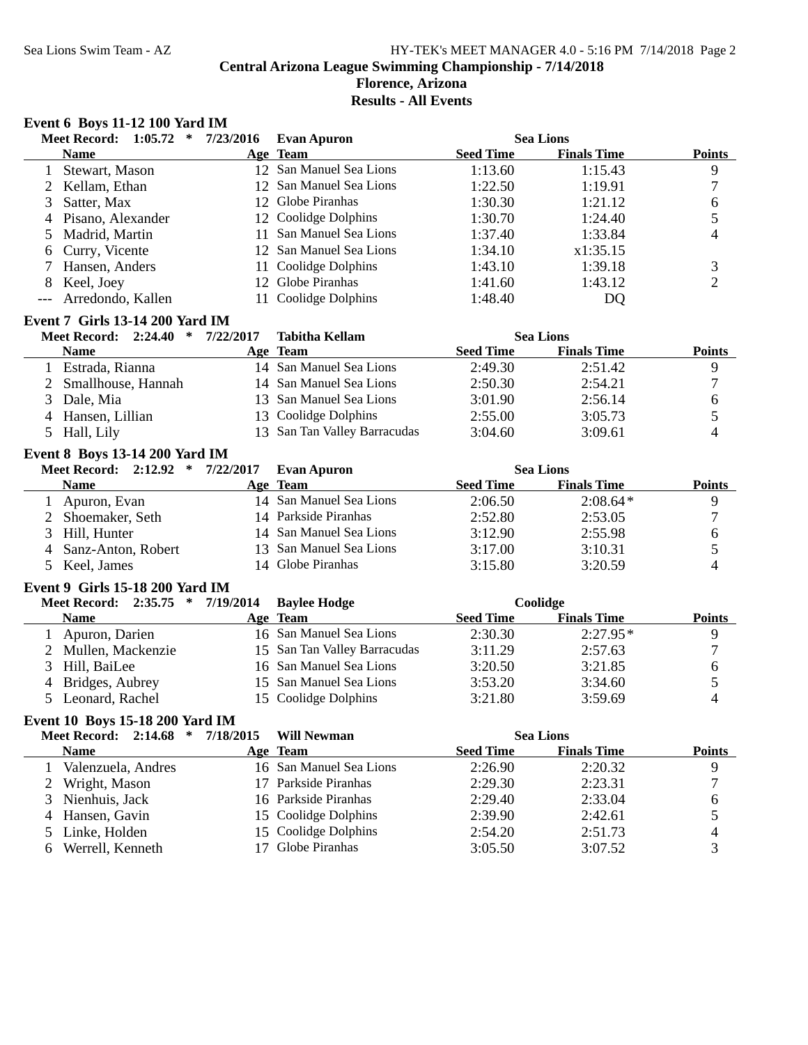Central Arizona League Swimming Championship - 7/14/2018

Florence, Arizona

Results - All Events

### Event 6 Boys 11-12 100 Yard IM

Meet Record: 1:05.72 * 7/23/2016 Evan Apuron Sea Lions

| | Name | Age | Team | Seed Time | Finals Time | Points |
|---|---|---|---|---|---|---|
| 1 | Stewart, Mason | 12 | San Manuel Sea Lions | 1:13.60 | 1:15.43 | 9 |
| 2 | Kellam, Ethan | 12 | San Manuel Sea Lions | 1:22.50 | 1:19.91 | 7 |
| 3 | Satter, Max | 12 | Globe Piranhas | 1:30.30 | 1:21.12 | 6 |
| 4 | Pisano, Alexander | 12 | Coolidge Dolphins | 1:30.70 | 1:24.40 | 5 |
| 5 | Madrid, Martin | 11 | San Manuel Sea Lions | 1:37.40 | 1:33.84 | 4 |
| 6 | Curry, Vicente | 12 | San Manuel Sea Lions | 1:34.10 | x1:35.15 | |
| 7 | Hansen, Anders | 11 | Coolidge Dolphins | 1:43.10 | 1:39.18 | 3 |
| 8 | Keel, Joey | 12 | Globe Piranhas | 1:41.60 | 1:43.12 | 2 |
| --- | Arredondo, Kallen | 11 | Coolidge Dolphins | 1:48.40 | DQ | |

### Event 7 Girls 13-14 200 Yard IM

Meet Record: 2:24.40 * 7/22/2017 Tabitha Kellam Sea Lions

| | Name | Age | Team | Seed Time | Finals Time | Points |
|---|---|---|---|---|---|---|
| 1 | Estrada, Rianna | 14 | San Manuel Sea Lions | 2:49.30 | 2:51.42 | 9 |
| 2 | Smallhouse, Hannah | 14 | San Manuel Sea Lions | 2:50.30 | 2:54.21 | 7 |
| 3 | Dale, Mia | 13 | San Manuel Sea Lions | 3:01.90 | 2:56.14 | 6 |
| 4 | Hansen, Lillian | 13 | Coolidge Dolphins | 2:55.00 | 3:05.73 | 5 |
| 5 | Hall, Lily | 13 | San Tan Valley Barracudas | 3:04.60 | 3:09.61 | 4 |

### Event 8 Boys 13-14 200 Yard IM

Meet Record: 2:12.92 * 7/22/2017 Evan Apuron Sea Lions

| | Name | Age | Team | Seed Time | Finals Time | Points |
|---|---|---|---|---|---|---|
| 1 | Apuron, Evan | 14 | San Manuel Sea Lions | 2:06.50 | 2:08.64* | 9 |
| 2 | Shoemaker, Seth | 14 | Parkside Piranhas | 2:52.80 | 2:53.05 | 7 |
| 3 | Hill, Hunter | 14 | San Manuel Sea Lions | 3:12.90 | 2:55.98 | 6 |
| 4 | Sanz-Anton, Robert | 13 | San Manuel Sea Lions | 3:17.00 | 3:10.31 | 5 |
| 5 | Keel, James | 14 | Globe Piranhas | 3:15.80 | 3:20.59 | 4 |

### Event 9 Girls 15-18 200 Yard IM

Meet Record: 2:35.75 * 7/19/2014 Baylee Hodge Coolidge

| | Name | Age | Team | Seed Time | Finals Time | Points |
|---|---|---|---|---|---|---|
| 1 | Apuron, Darien | 16 | San Manuel Sea Lions | 2:30.30 | 2:27.95* | 9 |
| 2 | Mullen, Mackenzie | 15 | San Tan Valley Barracudas | 3:11.29 | 2:57.63 | 7 |
| 3 | Hill, BaiLee | 16 | San Manuel Sea Lions | 3:20.50 | 3:21.85 | 6 |
| 4 | Bridges, Aubrey | 15 | San Manuel Sea Lions | 3:53.20 | 3:34.60 | 5 |
| 5 | Leonard, Rachel | 15 | Coolidge Dolphins | 3:21.80 | 3:59.69 | 4 |

### Event 10 Boys 15-18 200 Yard IM

Meet Record: 2:14.68 * 7/18/2015 Will Newman Sea Lions

| | Name | Age | Team | Seed Time | Finals Time | Points |
|---|---|---|---|---|---|---|
| 1 | Valenzuela, Andres | 16 | San Manuel Sea Lions | 2:26.90 | 2:20.32 | 9 |
| 2 | Wright, Mason | 17 | Parkside Piranhas | 2:29.30 | 2:23.31 | 7 |
| 3 | Nienhuis, Jack | 16 | Parkside Piranhas | 2:29.40 | 2:33.04 | 6 |
| 4 | Hansen, Gavin | 15 | Coolidge Dolphins | 2:39.90 | 2:42.61 | 5 |
| 5 | Linke, Holden | 15 | Coolidge Dolphins | 2:54.20 | 2:51.73 | 4 |
| 6 | Werrell, Kenneth | 17 | Globe Piranhas | 3:05.50 | 3:07.52 | 3 |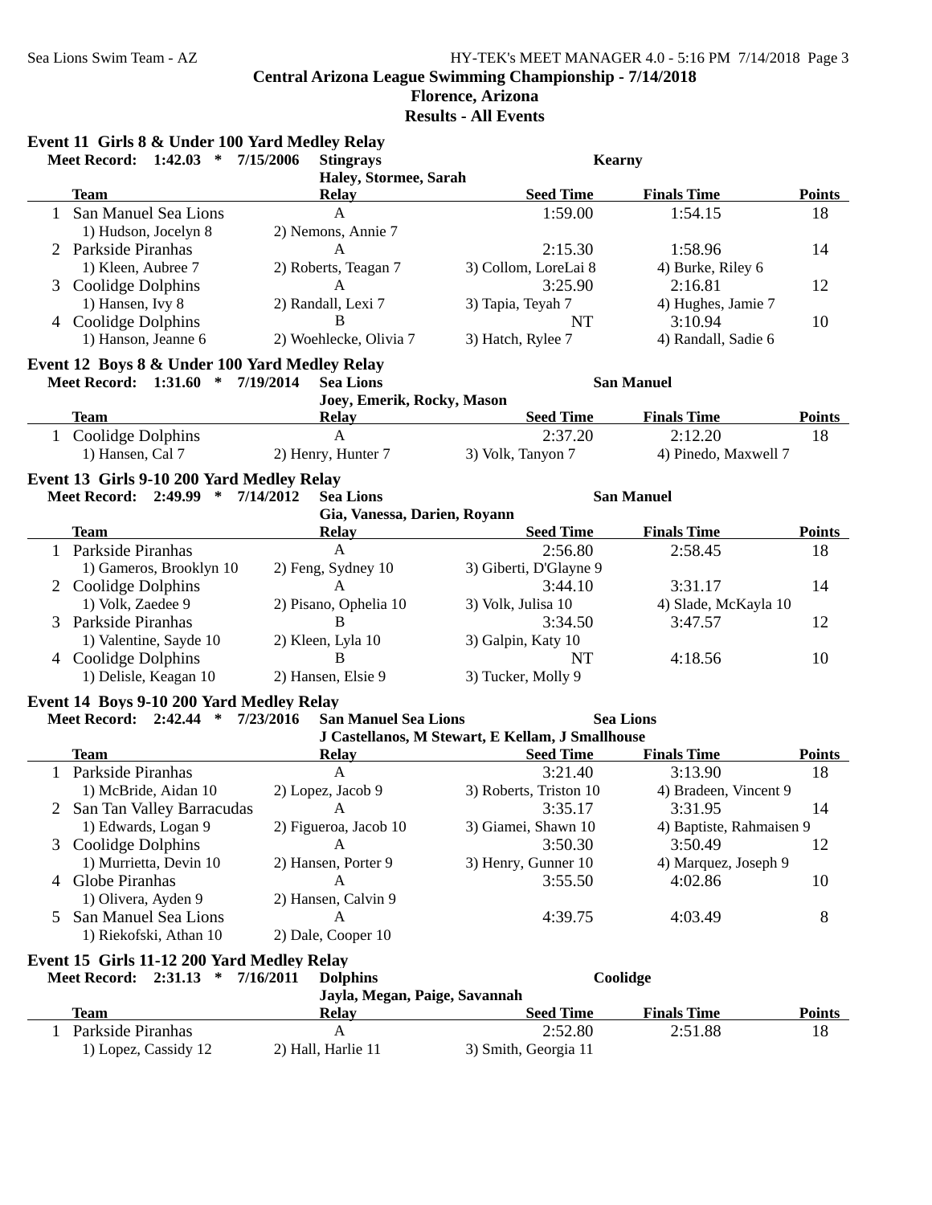## Central Arizona League Swimming Championship - 7/14/2018

## Florence, Arizona

## Results - All Events

### Event 11 Girls 8 & Under 100 Yard Medley Relay

**Meet Record: 1:42.03 * 7/15/2006 Stingrays Kearny**
**Haley, Stormee, Sarah**

| | Team | Relay | Seed Time | Finals Time | Points |
|---|---|---|---|---|---|
| 1 | San Manuel Sea Lions | A | 1:59.00 | 1:54.15 | 18 |
| | 1) Hudson, Jocelyn 8 | 2) Nemons, Annie 7 | | | |
| 2 | Parkside Piranhas | A | 2:15.30 | 1:58.96 | 14 |
| | 1) Kleen, Aubree 7 | 2) Roberts, Teagan 7 | 3) Collom, LoreLai 8 | 4) Burke, Riley 6 | |
| 3 | Coolidge Dolphins | A | 3:25.90 | 2:16.81 | 12 |
| | 1) Hansen, Ivy 8 | 2) Randall, Lexi 7 | 3) Tapia, Teyah 7 | 4) Hughes, Jamie 7 | |
| 4 | Coolidge Dolphins | B | NT | 3:10.94 | 10 |
| | 1) Hanson, Jeanne 6 | 2) Woehlecke, Olivia 7 | 3) Hatch, Rylee 7 | 4) Randall, Sadie 6 | |

### Event 12 Boys 8 & Under 100 Yard Medley Relay

**Meet Record: 1:31.60 * 7/19/2014 Sea Lions San Manuel**
**Joey, Emerik, Rocky, Mason**

| | Team | Relay | Seed Time | Finals Time | Points |
|---|---|---|---|---|---|
| 1 | Coolidge Dolphins | A | 2:37.20 | 2:12.20 | 18 |
| | 1) Hansen, Cal 7 | 2) Henry, Hunter 7 | 3) Volk, Tanyon 7 | 4) Pinedo, Maxwell 7 | |

### Event 13 Girls 9-10 200 Yard Medley Relay

**Meet Record: 2:49.99 * 7/14/2012 Sea Lions San Manuel**
**Gia, Vanessa, Darien, Royann**

| | Team | Relay | Seed Time | Finals Time | Points |
|---|---|---|---|---|---|
| 1 | Parkside Piranhas | A | 2:56.80 | 2:58.45 | 18 |
| | 1) Gameros, Brooklyn 10 | 2) Feng, Sydney 10 | 3) Giberti, D'Glayne 9 | | |
| 2 | Coolidge Dolphins | A | 3:44.10 | 3:31.17 | 14 |
| | 1) Volk, Zaedee 9 | 2) Pisano, Ophelia 10 | 3) Volk, Julisa 10 | 4) Slade, McKayla 10 | |
| 3 | Parkside Piranhas | B | 3:34.50 | 3:47.57 | 12 |
| | 1) Valentine, Sayde 10 | 2) Kleen, Lyla 10 | 3) Galpin, Katy 10 | | |
| 4 | Coolidge Dolphins | B | NT | 4:18.56 | 10 |
| | 1) Delisle, Keagan 10 | 2) Hansen, Elsie 9 | 3) Tucker, Molly 9 | | |

### Event 14 Boys 9-10 200 Yard Medley Relay

**Meet Record: 2:42.44 * 7/23/2016 San Manuel Sea Lions Sea Lions**
**J Castellanos, M Stewart, E Kellam, J Smallhouse**

| | Team | Relay | Seed Time | Finals Time | Points |
|---|---|---|---|---|---|
| 1 | Parkside Piranhas | A | 3:21.40 | 3:13.90 | 18 |
| | 1) McBride, Aidan 10 | 2) Lopez, Jacob 9 | 3) Roberts, Triston 10 | 4) Bradeen, Vincent 9 | |
| 2 | San Tan Valley Barracudas | A | 3:35.17 | 3:31.95 | 14 |
| | 1) Edwards, Logan 9 | 2) Figueroa, Jacob 10 | 3) Giamei, Shawn 10 | 4) Baptiste, Rahmaisen 9 | |
| 3 | Coolidge Dolphins | A | 3:50.30 | 3:50.49 | 12 |
| | 1) Murrietta, Devin 10 | 2) Hansen, Porter 9 | 3) Henry, Gunner 10 | 4) Marquez, Joseph 9 | |
| 4 | Globe Piranhas | A | 3:55.50 | 4:02.86 | 10 |
| | 1) Olivera, Ayden 9 | 2) Hansen, Calvin 9 | | | |
| 5 | San Manuel Sea Lions | A | 4:39.75 | 4:03.49 | 8 |
| | 1) Riekofski, Athan 10 | 2) Dale, Cooper 10 | | | |

### Event 15 Girls 11-12 200 Yard Medley Relay

**Meet Record: 2:31.13 * 7/16/2011 Dolphins Coolidge**
**Jayla, Megan, Paige, Savannah**

| | Team | Relay | Seed Time | Finals Time | Points |
|---|---|---|---|---|---|
| 1 | Parkside Piranhas | A | 2:52.80 | 2:51.88 | 18 |
| | 1) Lopez, Cassidy 12 | 2) Hall, Harlie 11 | 3) Smith, Georgia 11 | | |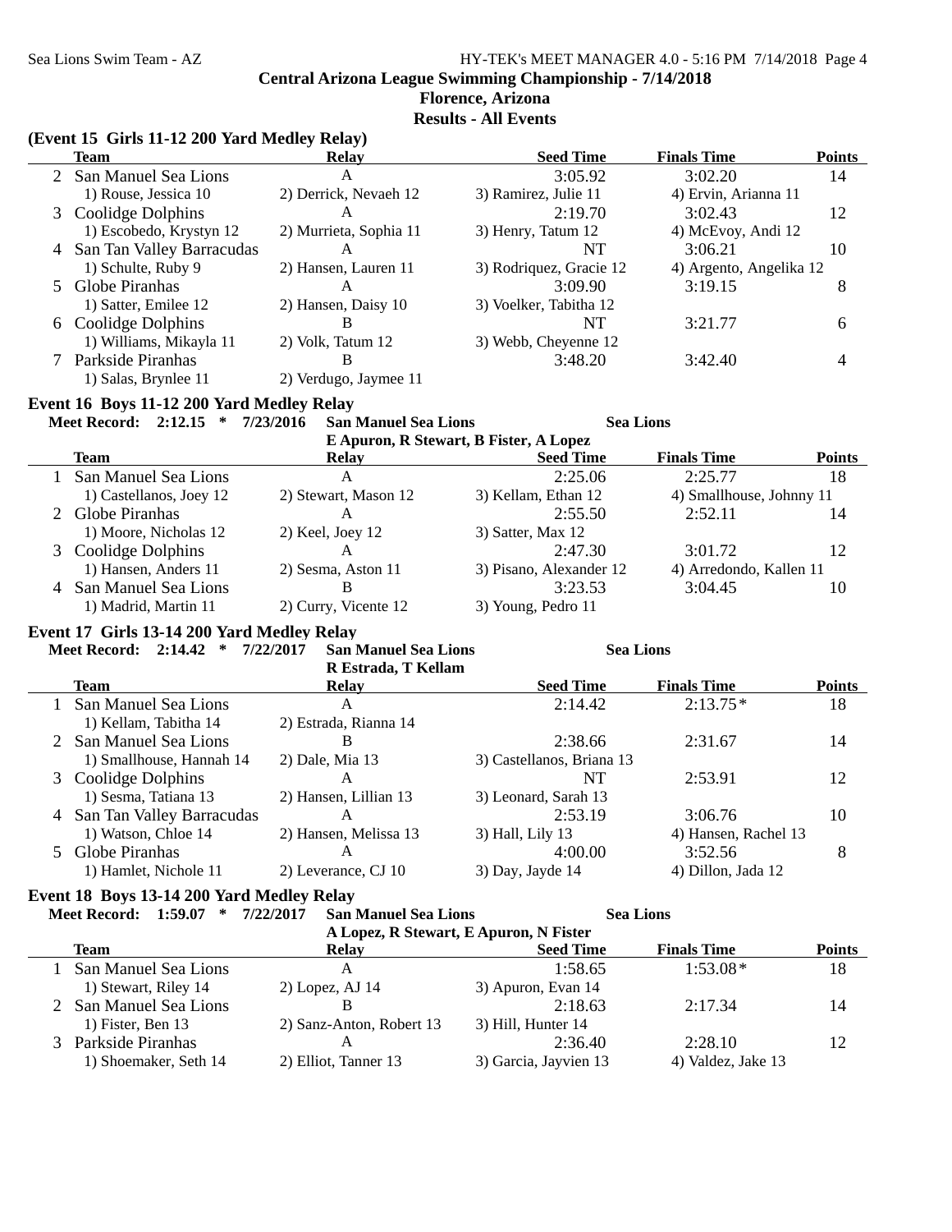## Central Arizona League Swimming Championship - 7/14/2018

**Florence, Arizona**

**Results - All Events**

### (Event 15 Girls 11-12 200 Yard Medley Relay)

| | Team | Relay | Seed Time | Finals Time | Points |
|---|---|---|---|---|---|
| 2 | San Manuel Sea Lions | A | 3:05.92 | 3:02.20 | 14 |
| | 1) Rouse, Jessica 10 | 2) Derrick, Nevaeh 12 | 3) Ramirez, Julie 11 | 4) Ervin, Arianna 11 | |
| 3 | Coolidge Dolphins | A | 2:19.70 | 3:02.43 | 12 |
| | 1) Escobedo, Krystyn 12 | 2) Murrieta, Sophia 11 | 3) Henry, Tatum 12 | 4) McEvoy, Andi 12 | |
| 4 | San Tan Valley Barracudas | A | NT | 3:06.21 | 10 |
| | 1) Schulte, Ruby 9 | 2) Hansen, Lauren 11 | 3) Rodriquez, Gracie 12 | 4) Argento, Angelika 12 | |
| 5 | Globe Piranhas | A | 3:09.90 | 3:19.15 | 8 |
| | 1) Satter, Emilee 12 | 2) Hansen, Daisy 10 | 3) Voelker, Tabitha 12 | | |
| 6 | Coolidge Dolphins | B | NT | 3:21.77 | 6 |
| | 1) Williams, Mikayla 11 | 2) Volk, Tatum 12 | 3) Webb, Cheyenne 12 | | |
| 7 | Parkside Piranhas | B | 3:48.20 | 3:42.40 | 4 |
| | 1) Salas, Brynlee 11 | 2) Verdugo, Jaymee 11 | | | |

### Event 16 Boys 11-12 200 Yard Medley Relay

**Meet Record: 2:12.15 * 7/23/2016 San Manuel Sea Lions — Sea Lions**
**E Apuron, R Stewart, B Fister, A Lopez**

| | Team | Relay | Seed Time | Finals Time | Points |
|---|---|---|---|---|---|
| 1 | San Manuel Sea Lions | A | 2:25.06 | 2:25.77 | 18 |
| | 1) Castellanos, Joey 12 | 2) Stewart, Mason 12 | 3) Kellam, Ethan 12 | 4) Smallhouse, Johnny 11 | |
| 2 | Globe Piranhas | A | 2:55.50 | 2:52.11 | 14 |
| | 1) Moore, Nicholas 12 | 2) Keel, Joey 12 | 3) Satter, Max 12 | | |
| 3 | Coolidge Dolphins | A | 2:47.30 | 3:01.72 | 12 |
| | 1) Hansen, Anders 11 | 2) Sesma, Aston 11 | 3) Pisano, Alexander 12 | 4) Arredondo, Kallen 11 | |
| 4 | San Manuel Sea Lions | B | 3:23.53 | 3:04.45 | 10 |
| | 1) Madrid, Martin 11 | 2) Curry, Vicente 12 | 3) Young, Pedro 11 | | |

### Event 17 Girls 13-14 200 Yard Medley Relay

**Meet Record: 2:14.42 * 7/22/2017 San Manuel Sea Lions — Sea Lions**
**R Estrada, T Kellam**

| | Team | Relay | Seed Time | Finals Time | Points |
|---|---|---|---|---|---|
| 1 | San Manuel Sea Lions | A | 2:14.42 | 2:13.75* | 18 |
| | 1) Kellam, Tabitha 14 | 2) Estrada, Rianna 14 | | | |
| 2 | San Manuel Sea Lions | B | 2:38.66 | 2:31.67 | 14 |
| | 1) Smallhouse, Hannah 14 | 2) Dale, Mia 13 | 3) Castellanos, Briana 13 | | |
| 3 | Coolidge Dolphins | A | NT | 2:53.91 | 12 |
| | 1) Sesma, Tatiana 13 | 2) Hansen, Lillian 13 | 3) Leonard, Sarah 13 | | |
| 4 | San Tan Valley Barracudas | A | 2:53.19 | 3:06.76 | 10 |
| | 1) Watson, Chloe 14 | 2) Hansen, Melissa 13 | 3) Hall, Lily 13 | 4) Hansen, Rachel 13 | |
| 5 | Globe Piranhas | A | 4:00.00 | 3:52.56 | 8 |
| | 1) Hamlet, Nichole 11 | 2) Leverance, CJ 10 | 3) Day, Jayde 14 | 4) Dillon, Jada 12 | |

### Event 18 Boys 13-14 200 Yard Medley Relay

**Meet Record: 1:59.07 * 7/22/2017 San Manuel Sea Lions — Sea Lions**
**A Lopez, R Stewart, E Apuron, N Fister**

| | Team | Relay | Seed Time | Finals Time | Points |
|---|---|---|---|---|---|
| 1 | San Manuel Sea Lions | A | 1:58.65 | 1:53.08* | 18 |
| | 1) Stewart, Riley 14 | 2) Lopez, AJ 14 | 3) Apuron, Evan 14 | | |
| 2 | San Manuel Sea Lions | B | 2:18.63 | 2:17.34 | 14 |
| | 1) Fister, Ben 13 | 2) Sanz-Anton, Robert 13 | 3) Hill, Hunter 14 | | |
| 3 | Parkside Piranhas | A | 2:36.40 | 2:28.10 | 12 |
| | 1) Shoemaker, Seth 14 | 2) Elliot, Tanner 13 | 3) Garcia, Jayvien 13 | 4) Valdez, Jake 13 | |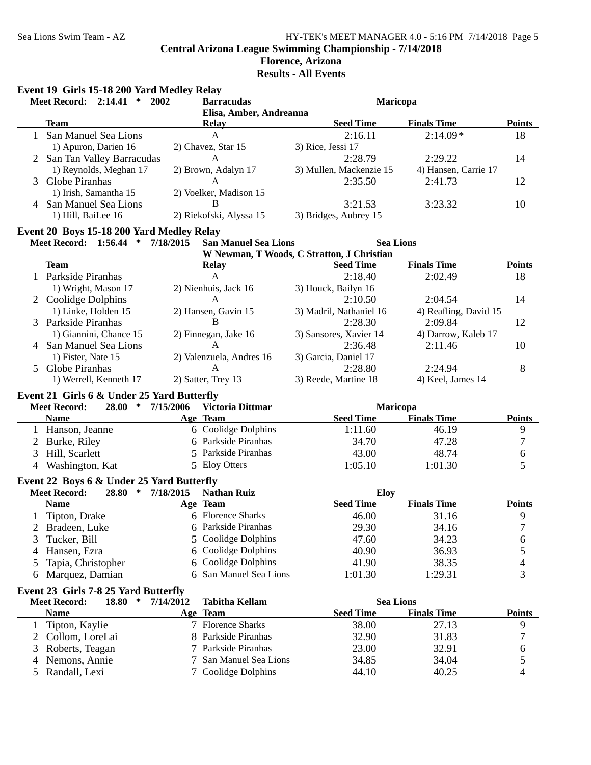# Central Arizona League Swimming Championship - 7/14/2018

## Florence, Arizona

## Results - All Events

### Event 19 Girls 15-18 200 Yard Medley Relay

Meet Record: 2:14.41 * 2002 Barracudas Maricopa
Elisa, Amber, Andreanna

| | Team | Relay | Seed Time | Finals Time | Points |
|---|---|---|---|---|---|
| 1 | San Manuel Sea Lions | A | 2:16.11 | 2:14.09* | 18 |
| | 1) Apuron, Darien 16 | 2) Chavez, Star 15 | 3) Rice, Jessi 17 | | |
| 2 | San Tan Valley Barracudas | A | 2:28.79 | 2:29.22 | 14 |
| | 1) Reynolds, Meghan 17 | 2) Brown, Adalyn 17 | 3) Mullen, Mackenzie 15 | 4) Hansen, Carrie 17 | |
| 3 | Globe Piranhas | A | 2:35.50 | 2:41.73 | 12 |
| | 1) Irish, Samantha 15 | 2) Voelker, Madison 15 | | | |
| 4 | San Manuel Sea Lions | B | 3:21.53 | 3:23.32 | 10 |
| | 1) Hill, BaiLee 16 | 2) Riekofski, Alyssa 15 | 3) Bridges, Aubrey 15 | | |

### Event 20 Boys 15-18 200 Yard Medley Relay

Meet Record: 1:56.44 * 7/18/2015 San Manuel Sea Lions Sea Lions
W Newman, T Woods, C Stratton, J Christian

| | Team | Relay | Seed Time | Finals Time | Points |
|---|---|---|---|---|---|
| 1 | Parkside Piranhas | A | 2:18.40 | 2:02.49 | 18 |
| | 1) Wright, Mason 17 | 2) Nienhuis, Jack 16 | 3) Houck, Bailyn 16 | | |
| 2 | Coolidge Dolphins | A | 2:10.50 | 2:04.54 | 14 |
| | 1) Linke, Holden 15 | 2) Hansen, Gavin 15 | 3) Madril, Nathaniel 16 | 4) Reafling, David 15 | |
| 3 | Parkside Piranhas | B | 2:28.30 | 2:09.84 | 12 |
| | 1) Giannini, Chance 15 | 2) Finnegan, Jake 16 | 3) Sansores, Xavier 14 | 4) Darrow, Kaleb 17 | |
| 4 | San Manuel Sea Lions | A | 2:36.48 | 2:11.46 | 10 |
| | 1) Fister, Nate 15 | 2) Valenzuela, Andres 16 | 3) Garcia, Daniel 17 | | |
| 5 | Globe Piranhas | A | 2:28.80 | 2:24.94 | 8 |
| | 1) Werrell, Kenneth 17 | 2) Satter, Trey 13 | 3) Reede, Martine 18 | 4) Keel, James 14 | |

### Event 21 Girls 6 & Under 25 Yard Butterfly

Meet Record: 28.00 * 7/15/2006 Victoria Dittmar Maricopa

| | Name | Age | Team | Seed Time | Finals Time | Points |
|---|---|---|---|---|---|---|
| 1 | Hanson, Jeanne | 6 | Coolidge Dolphins | 1:11.60 | 46.19 | 9 |
| 2 | Burke, Riley | 6 | Parkside Piranhas | 34.70 | 47.28 | 7 |
| 3 | Hill, Scarlett | 5 | Parkside Piranhas | 43.00 | 48.74 | 6 |
| 4 | Washington, Kat | 5 | Eloy Otters | 1:05.10 | 1:01.30 | 5 |

### Event 22 Boys 6 & Under 25 Yard Butterfly

Meet Record: 28.80 * 7/18/2015 Nathan Ruiz Eloy

| | Name | Age | Team | Seed Time | Finals Time | Points |
|---|---|---|---|---|---|---|
| 1 | Tipton, Drake | 6 | Florence Sharks | 46.00 | 31.16 | 9 |
| 2 | Bradeen, Luke | 6 | Parkside Piranhas | 29.30 | 34.16 | 7 |
| 3 | Tucker, Bill | 5 | Coolidge Dolphins | 47.60 | 34.23 | 6 |
| 4 | Hansen, Ezra | 6 | Coolidge Dolphins | 40.90 | 36.93 | 5 |
| 5 | Tapia, Christopher | 6 | Coolidge Dolphins | 41.90 | 38.35 | 4 |
| 6 | Marquez, Damian | 6 | San Manuel Sea Lions | 1:01.30 | 1:29.31 | 3 |

### Event 23 Girls 7-8 25 Yard Butterfly

Meet Record: 18.80 * 7/14/2012 Tabitha Kellam Sea Lions

| | Name | Age | Team | Seed Time | Finals Time | Points |
|---|---|---|---|---|---|---|
| 1 | Tipton, Kaylie | 7 | Florence Sharks | 38.00 | 27.13 | 9 |
| 2 | Collom, LoreLai | 8 | Parkside Piranhas | 32.90 | 31.83 | 7 |
| 3 | Roberts, Teagan | 7 | Parkside Piranhas | 23.00 | 32.91 | 6 |
| 4 | Nemons, Annie | 7 | San Manuel Sea Lions | 34.85 | 34.04 | 5 |
| 5 | Randall, Lexi | 7 | Coolidge Dolphins | 44.10 | 40.25 | 4 |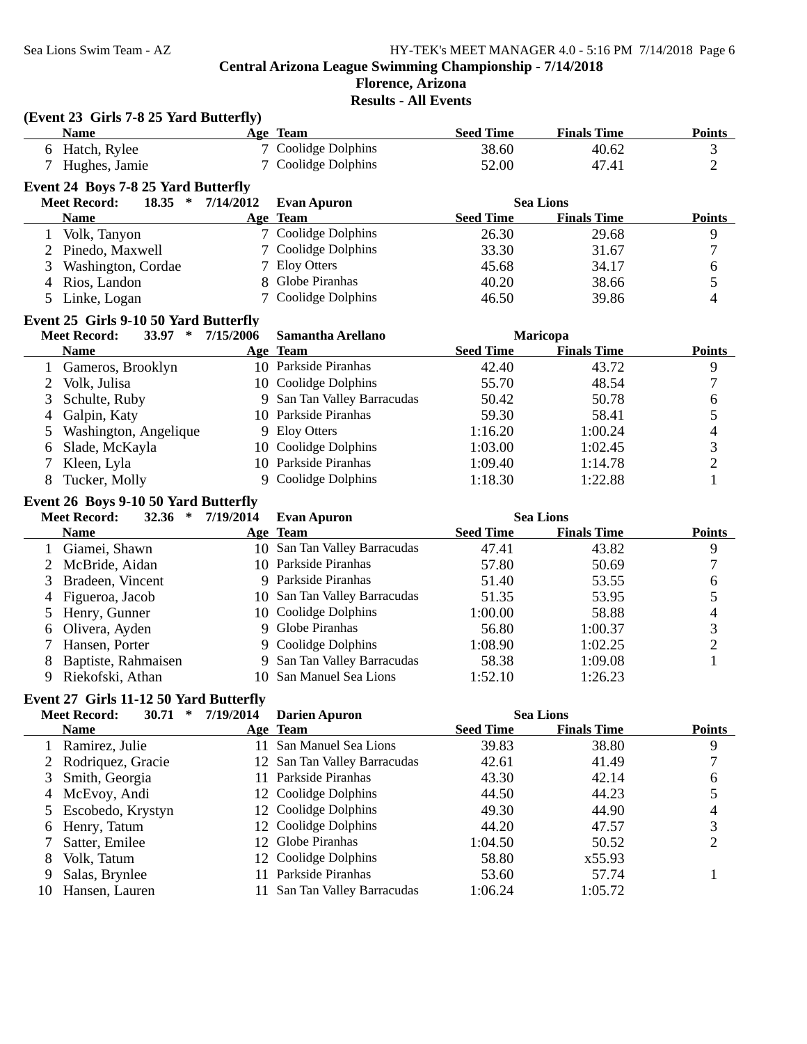Central Arizona League Swimming Championship - 7/14/2018

Florence, Arizona

Results - All Events

### (Event 23 Girls 7-8 25 Yard Butterfly)

| | Name | Age | Team | Seed Time | Finals Time | Points |
|---|---|---|---|---|---|---|
| 6 | Hatch, Rylee | 7 | Coolidge Dolphins | 38.60 | 40.62 | 3 |
| 7 | Hughes, Jamie | 7 | Coolidge Dolphins | 52.00 | 47.41 | 2 |

### Event 24 Boys 7-8 25 Yard Butterfly

**Meet Record: 18.35 * 7/14/2012 Evan Apuron Sea Lions**

| | Name | Age | Team | Seed Time | Finals Time | Points |
|---|---|---|---|---|---|---|
| 1 | Volk, Tanyon | 7 | Coolidge Dolphins | 26.30 | 29.68 | 9 |
| 2 | Pinedo, Maxwell | 7 | Coolidge Dolphins | 33.30 | 31.67 | 7 |
| 3 | Washington, Cordae | 7 | Eloy Otters | 45.68 | 34.17 | 6 |
| 4 | Rios, Landon | 8 | Globe Piranhas | 40.20 | 38.66 | 5 |
| 5 | Linke, Logan | 7 | Coolidge Dolphins | 46.50 | 39.86 | 4 |

### Event 25 Girls 9-10 50 Yard Butterfly

**Meet Record: 33.97 * 7/15/2006 Samantha Arellano Maricopa**

| | Name | Age | Team | Seed Time | Finals Time | Points |
|---|---|---|---|---|---|---|
| 1 | Gameros, Brooklyn | 10 | Parkside Piranhas | 42.40 | 43.72 | 9 |
| 2 | Volk, Julisa | 10 | Coolidge Dolphins | 55.70 | 48.54 | 7 |
| 3 | Schulte, Ruby | 9 | San Tan Valley Barracudas | 50.42 | 50.78 | 6 |
| 4 | Galpin, Katy | 10 | Parkside Piranhas | 59.30 | 58.41 | 5 |
| 5 | Washington, Angelique | 9 | Eloy Otters | 1:16.20 | 1:00.24 | 4 |
| 6 | Slade, McKayla | 10 | Coolidge Dolphins | 1:03.00 | 1:02.45 | 3 |
| 7 | Kleen, Lyla | 10 | Parkside Piranhas | 1:09.40 | 1:14.78 | 2 |
| 8 | Tucker, Molly | 9 | Coolidge Dolphins | 1:18.30 | 1:22.88 | 1 |

### Event 26 Boys 9-10 50 Yard Butterfly

**Meet Record: 32.36 * 7/19/2014 Evan Apuron Sea Lions**

| | Name | Age | Team | Seed Time | Finals Time | Points |
|---|---|---|---|---|---|---|
| 1 | Giamei, Shawn | 10 | San Tan Valley Barracudas | 47.41 | 43.82 | 9 |
| 2 | McBride, Aidan | 10 | Parkside Piranhas | 57.80 | 50.69 | 7 |
| 3 | Bradeen, Vincent | 9 | Parkside Piranhas | 51.40 | 53.55 | 6 |
| 4 | Figueroa, Jacob | 10 | San Tan Valley Barracudas | 51.35 | 53.95 | 5 |
| 5 | Henry, Gunner | 10 | Coolidge Dolphins | 1:00.00 | 58.88 | 4 |
| 6 | Olivera, Ayden | 9 | Globe Piranhas | 56.80 | 1:00.37 | 3 |
| 7 | Hansen, Porter | 9 | Coolidge Dolphins | 1:08.90 | 1:02.25 | 2 |
| 8 | Baptiste, Rahmaisen | 9 | San Tan Valley Barracudas | 58.38 | 1:09.08 | 1 |
| 9 | Riekofski, Athan | 10 | San Manuel Sea Lions | 1:52.10 | 1:26.23 | |

### Event 27 Girls 11-12 50 Yard Butterfly

**Meet Record: 30.71 * 7/19/2014 Darien Apuron Sea Lions**

| | Name | Age | Team | Seed Time | Finals Time | Points |
|---|---|---|---|---|---|---|
| 1 | Ramirez, Julie | 11 | San Manuel Sea Lions | 39.83 | 38.80 | 9 |
| 2 | Rodriquez, Gracie | 12 | San Tan Valley Barracudas | 42.61 | 41.49 | 7 |
| 3 | Smith, Georgia | 11 | Parkside Piranhas | 43.30 | 42.14 | 6 |
| 4 | McEvoy, Andi | 12 | Coolidge Dolphins | 44.50 | 44.23 | 5 |
| 5 | Escobedo, Krystyn | 12 | Coolidge Dolphins | 49.30 | 44.90 | 4 |
| 6 | Henry, Tatum | 12 | Coolidge Dolphins | 44.20 | 47.57 | 3 |
| 7 | Satter, Emilee | 12 | Globe Piranhas | 1:04.50 | 50.52 | 2 |
| 8 | Volk, Tatum | 12 | Coolidge Dolphins | 58.80 | x55.93 | |
| 9 | Salas, Brynlee | 11 | Parkside Piranhas | 53.60 | 57.74 | 1 |
| 10 | Hansen, Lauren | 11 | San Tan Valley Barracudas | 1:06.24 | 1:05.72 | |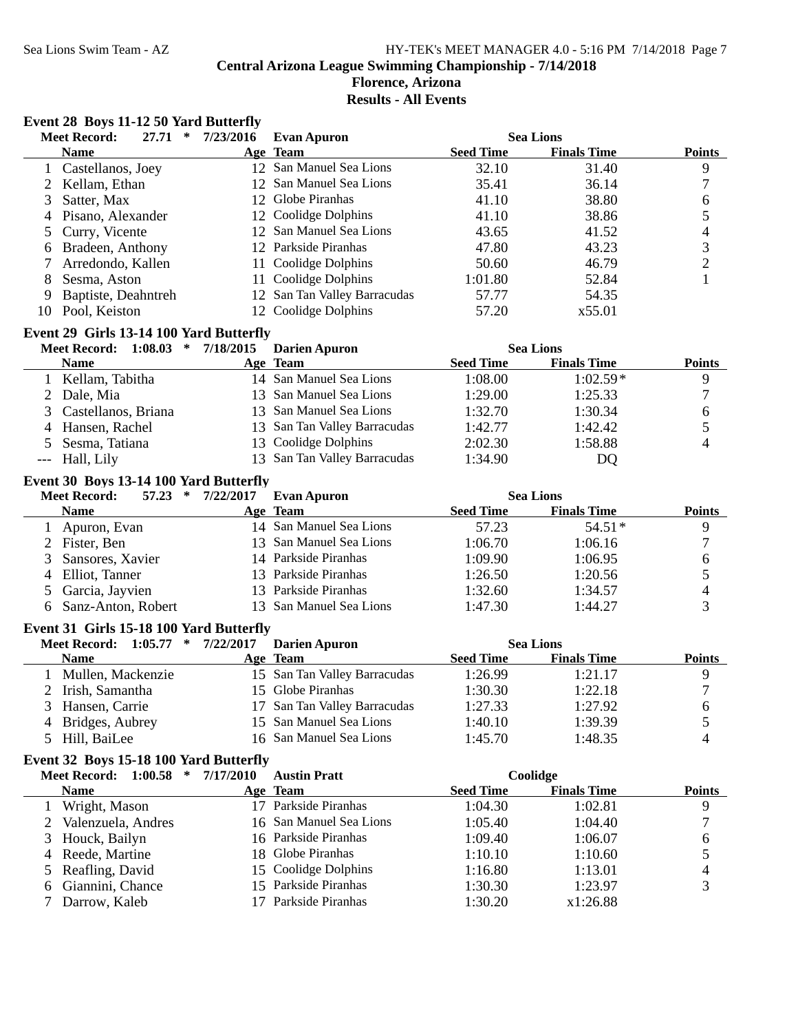## Central Arizona League Swimming Championship - 7/14/2018

**Florence, Arizona**

**Results - All Events**

### Event 28 Boys 11-12 50 Yard Butterfly

**Meet Record:** 27.71 * 7/23/2016 Evan Apuron Sea Lions

| | Name | Age | Team | Seed Time | Finals Time | Points |
|---|---|---|---|---|---|---|
| 1 | Castellanos, Joey | 12 | San Manuel Sea Lions | 32.10 | 31.40 | 9 |
| 2 | Kellam, Ethan | 12 | San Manuel Sea Lions | 35.41 | 36.14 | 7 |
| 3 | Satter, Max | 12 | Globe Piranhas | 41.10 | 38.80 | 6 |
| 4 | Pisano, Alexander | 12 | Coolidge Dolphins | 41.10 | 38.86 | 5 |
| 5 | Curry, Vicente | 12 | San Manuel Sea Lions | 43.65 | 41.52 | 4 |
| 6 | Bradeen, Anthony | 12 | Parkside Piranhas | 47.80 | 43.23 | 3 |
| 7 | Arredondo, Kallen | 11 | Coolidge Dolphins | 50.60 | 46.79 | 2 |
| 8 | Sesma, Aston | 11 | Coolidge Dolphins | 1:01.80 | 52.84 | 1 |
| 9 | Baptiste, Deahntreh | 12 | San Tan Valley Barracudas | 57.77 | 54.35 | |
| 10 | Pool, Keiston | 12 | Coolidge Dolphins | 57.20 | x55.01 | |

### Event 29 Girls 13-14 100 Yard Butterfly

**Meet Record:** 1:08.03 * 7/18/2015 Darien Apuron Sea Lions

| | Name | Age | Team | Seed Time | Finals Time | Points |
|---|---|---|---|---|---|---|
| 1 | Kellam, Tabitha | 14 | San Manuel Sea Lions | 1:08.00 | 1:02.59* | 9 |
| 2 | Dale, Mia | 13 | San Manuel Sea Lions | 1:29.00 | 1:25.33 | 7 |
| 3 | Castellanos, Briana | 13 | San Manuel Sea Lions | 1:32.70 | 1:30.34 | 6 |
| 4 | Hansen, Rachel | 13 | San Tan Valley Barracudas | 1:42.77 | 1:42.42 | 5 |
| 5 | Sesma, Tatiana | 13 | Coolidge Dolphins | 2:02.30 | 1:58.88 | 4 |
| --- | Hall, Lily | 13 | San Tan Valley Barracudas | 1:34.90 | DQ | |

### Event 30 Boys 13-14 100 Yard Butterfly

**Meet Record:** 57.23 * 7/22/2017 Evan Apuron Sea Lions

| | Name | Age | Team | Seed Time | Finals Time | Points |
|---|---|---|---|---|---|---|
| 1 | Apuron, Evan | 14 | San Manuel Sea Lions | 57.23 | 54.51* | 9 |
| 2 | Fister, Ben | 13 | San Manuel Sea Lions | 1:06.70 | 1:06.16 | 7 |
| 3 | Sansores, Xavier | 14 | Parkside Piranhas | 1:09.90 | 1:06.95 | 6 |
| 4 | Elliot, Tanner | 13 | Parkside Piranhas | 1:26.50 | 1:20.56 | 5 |
| 5 | Garcia, Jayvien | 13 | Parkside Piranhas | 1:32.60 | 1:34.57 | 4 |
| 6 | Sanz-Anton, Robert | 13 | San Manuel Sea Lions | 1:47.30 | 1:44.27 | 3 |

### Event 31 Girls 15-18 100 Yard Butterfly

**Meet Record:** 1:05.77 * 7/22/2017 Darien Apuron Sea Lions

| | Name | Age | Team | Seed Time | Finals Time | Points |
|---|---|---|---|---|---|---|
| 1 | Mullen, Mackenzie | 15 | San Tan Valley Barracudas | 1:26.99 | 1:21.17 | 9 |
| 2 | Irish, Samantha | 15 | Globe Piranhas | 1:30.30 | 1:22.18 | 7 |
| 3 | Hansen, Carrie | 17 | San Tan Valley Barracudas | 1:27.33 | 1:27.92 | 6 |
| 4 | Bridges, Aubrey | 15 | San Manuel Sea Lions | 1:40.10 | 1:39.39 | 5 |
| 5 | Hill, BaiLee | 16 | San Manuel Sea Lions | 1:45.70 | 1:48.35 | 4 |

### Event 32 Boys 15-18 100 Yard Butterfly

**Meet Record:** 1:00.58 * 7/17/2010 Austin Pratt Coolidge

| | Name | Age | Team | Seed Time | Finals Time | Points |
|---|---|---|---|---|---|---|
| 1 | Wright, Mason | 17 | Parkside Piranhas | 1:04.30 | 1:02.81 | 9 |
| 2 | Valenzuela, Andres | 16 | San Manuel Sea Lions | 1:05.40 | 1:04.40 | 7 |
| 3 | Houck, Bailyn | 16 | Parkside Piranhas | 1:09.40 | 1:06.07 | 6 |
| 4 | Reede, Martine | 18 | Globe Piranhas | 1:10.10 | 1:10.60 | 5 |
| 5 | Reafling, David | 15 | Coolidge Dolphins | 1:16.80 | 1:13.01 | 4 |
| 6 | Giannini, Chance | 15 | Parkside Piranhas | 1:30.30 | 1:23.97 | 3 |
| 7 | Darrow, Kaleb | 17 | Parkside Piranhas | 1:30.20 | x1:26.88 | |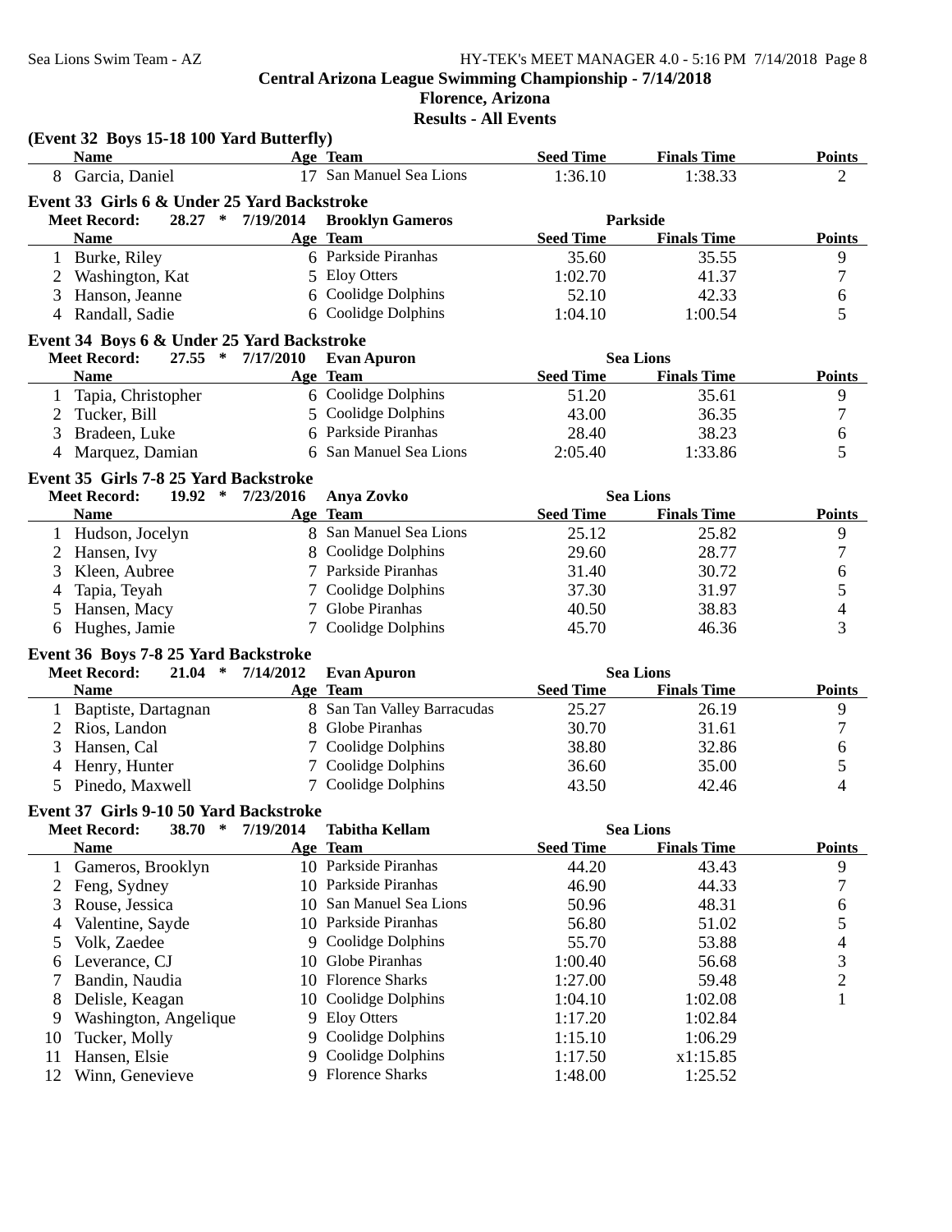Central Arizona League Swimming Championship - 7/14/2018

Florence, Arizona

Results - All Events

**(Event 32 Boys 15-18 100 Yard Butterfly)**

| | Name | Age | Team | Seed Time | Finals Time | Points |
|---|---|---|---|---|---|---|
| 8 | Garcia, Daniel | 17 | San Manuel Sea Lions | 1:36.10 | 1:38.33 | 2 |

**Event 33 Girls 6 & Under 25 Yard Backstroke**

Meet Record: 28.27 * 7/19/2014 Brooklyn Gameros Parkside

| | Name | Age | Team | Seed Time | Finals Time | Points |
|---|---|---|---|---|---|---|
| 1 | Burke, Riley | 6 | Parkside Piranhas | 35.60 | 35.55 | 9 |
| 2 | Washington, Kat | 5 | Eloy Otters | 1:02.70 | 41.37 | 7 |
| 3 | Hanson, Jeanne | 6 | Coolidge Dolphins | 52.10 | 42.33 | 6 |
| 4 | Randall, Sadie | 6 | Coolidge Dolphins | 1:04.10 | 1:00.54 | 5 |

**Event 34 Boys 6 & Under 25 Yard Backstroke**

Meet Record: 27.55 * 7/17/2010 Evan Apuron Sea Lions

| | Name | Age | Team | Seed Time | Finals Time | Points |
|---|---|---|---|---|---|---|
| 1 | Tapia, Christopher | 6 | Coolidge Dolphins | 51.20 | 35.61 | 9 |
| 2 | Tucker, Bill | 5 | Coolidge Dolphins | 43.00 | 36.35 | 7 |
| 3 | Bradeen, Luke | 6 | Parkside Piranhas | 28.40 | 38.23 | 6 |
| 4 | Marquez, Damian | 6 | San Manuel Sea Lions | 2:05.40 | 1:33.86 | 5 |

**Event 35 Girls 7-8 25 Yard Backstroke**

Meet Record: 19.92 * 7/23/2016 Anya Zovko Sea Lions

| | Name | Age | Team | Seed Time | Finals Time | Points |
|---|---|---|---|---|---|---|
| 1 | Hudson, Jocelyn | 8 | San Manuel Sea Lions | 25.12 | 25.82 | 9 |
| 2 | Hansen, Ivy | 8 | Coolidge Dolphins | 29.60 | 28.77 | 7 |
| 3 | Kleen, Aubree | 7 | Parkside Piranhas | 31.40 | 30.72 | 6 |
| 4 | Tapia, Teyah | 7 | Coolidge Dolphins | 37.30 | 31.97 | 5 |
| 5 | Hansen, Macy | 7 | Globe Piranhas | 40.50 | 38.83 | 4 |
| 6 | Hughes, Jamie | 7 | Coolidge Dolphins | 45.70 | 46.36 | 3 |

**Event 36 Boys 7-8 25 Yard Backstroke**

Meet Record: 21.04 * 7/14/2012 Evan Apuron Sea Lions

| | Name | Age | Team | Seed Time | Finals Time | Points |
|---|---|---|---|---|---|---|
| 1 | Baptiste, Dartagnan | 8 | San Tan Valley Barracudas | 25.27 | 26.19 | 9 |
| 2 | Rios, Landon | 8 | Globe Piranhas | 30.70 | 31.61 | 7 |
| 3 | Hansen, Cal | 7 | Coolidge Dolphins | 38.80 | 32.86 | 6 |
| 4 | Henry, Hunter | 7 | Coolidge Dolphins | 36.60 | 35.00 | 5 |
| 5 | Pinedo, Maxwell | 7 | Coolidge Dolphins | 43.50 | 42.46 | 4 |

**Event 37 Girls 9-10 50 Yard Backstroke**

Meet Record: 38.70 * 7/19/2014 Tabitha Kellam Sea Lions

| | Name | Age | Team | Seed Time | Finals Time | Points |
|---|---|---|---|---|---|---|
| 1 | Gameros, Brooklyn | 10 | Parkside Piranhas | 44.20 | 43.43 | 9 |
| 2 | Feng, Sydney | 10 | Parkside Piranhas | 46.90 | 44.33 | 7 |
| 3 | Rouse, Jessica | 10 | San Manuel Sea Lions | 50.96 | 48.31 | 6 |
| 4 | Valentine, Sayde | 10 | Parkside Piranhas | 56.80 | 51.02 | 5 |
| 5 | Volk, Zaedee | 9 | Coolidge Dolphins | 55.70 | 53.88 | 4 |
| 6 | Leverance, CJ | 10 | Globe Piranhas | 1:00.40 | 56.68 | 3 |
| 7 | Bandin, Naudia | 10 | Florence Sharks | 1:27.00 | 59.48 | 2 |
| 8 | Delisle, Keagan | 10 | Coolidge Dolphins | 1:04.10 | 1:02.08 | 1 |
| 9 | Washington, Angelique | 9 | Eloy Otters | 1:17.20 | 1:02.84 | |
| 10 | Tucker, Molly | 9 | Coolidge Dolphins | 1:15.10 | 1:06.29 | |
| 11 | Hansen, Elsie | 9 | Coolidge Dolphins | 1:17.50 | x1:15.85 | |
| 12 | Winn, Genevieve | 9 | Florence Sharks | 1:48.00 | 1:25.52 | |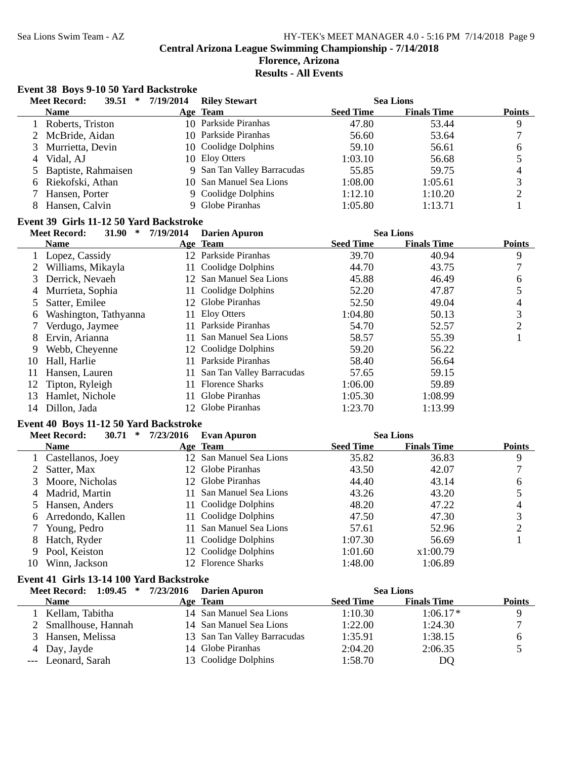# Central Arizona League Swimming Championship - 7/14/2018

## Florence, Arizona

## Results - All Events

### Event 38 Boys 9-10 50 Yard Backstroke

**Meet Record: 39.51 * 7/19/2014 Riley Stewart — Sea Lions**

| | Name | Age | Team | Seed Time | Finals Time | Points |
|---|---|---|---|---|---|---|
| 1 | Roberts, Triston | 10 | Parkside Piranhas | 47.80 | 53.44 | 9 |
| 2 | McBride, Aidan | 10 | Parkside Piranhas | 56.60 | 53.64 | 7 |
| 3 | Murrietta, Devin | 10 | Coolidge Dolphins | 59.10 | 56.61 | 6 |
| 4 | Vidal, AJ | 10 | Eloy Otters | 1:03.10 | 56.68 | 5 |
| 5 | Baptiste, Rahmaisen | 9 | San Tan Valley Barracudas | 55.85 | 59.75 | 4 |
| 6 | Riekofski, Athan | 10 | San Manuel Sea Lions | 1:08.00 | 1:05.61 | 3 |
| 7 | Hansen, Porter | 9 | Coolidge Dolphins | 1:12.10 | 1:10.20 | 2 |
| 8 | Hansen, Calvin | 9 | Globe Piranhas | 1:05.80 | 1:13.71 | 1 |

### Event 39 Girls 11-12 50 Yard Backstroke

**Meet Record: 31.90 * 7/19/2014 Darien Apuron — Sea Lions**

| | Name | Age | Team | Seed Time | Finals Time | Points |
|---|---|---|---|---|---|---|
| 1 | Lopez, Cassidy | 12 | Parkside Piranhas | 39.70 | 40.94 | 9 |
| 2 | Williams, Mikayla | 11 | Coolidge Dolphins | 44.70 | 43.75 | 7 |
| 3 | Derrick, Nevaeh | 12 | San Manuel Sea Lions | 45.88 | 46.49 | 6 |
| 4 | Murrieta, Sophia | 11 | Coolidge Dolphins | 52.20 | 47.87 | 5 |
| 5 | Satter, Emilee | 12 | Globe Piranhas | 52.50 | 49.04 | 4 |
| 6 | Washington, Tathyanna | 11 | Eloy Otters | 1:04.80 | 50.13 | 3 |
| 7 | Verdugo, Jaymee | 11 | Parkside Piranhas | 54.70 | 52.57 | 2 |
| 8 | Ervin, Arianna | 11 | San Manuel Sea Lions | 58.57 | 55.39 | 1 |
| 9 | Webb, Cheyenne | 12 | Coolidge Dolphins | 59.20 | 56.22 | |
| 10 | Hall, Harlie | 11 | Parkside Piranhas | 58.40 | 56.64 | |
| 11 | Hansen, Lauren | 11 | San Tan Valley Barracudas | 57.65 | 59.15 | |
| 12 | Tipton, Ryleigh | 11 | Florence Sharks | 1:06.00 | 59.89 | |
| 13 | Hamlet, Nichole | 11 | Globe Piranhas | 1:05.30 | 1:08.99 | |
| 14 | Dillon, Jada | 12 | Globe Piranhas | 1:23.70 | 1:13.99 | |

### Event 40 Boys 11-12 50 Yard Backstroke

**Meet Record: 30.71 * 7/23/2016 Evan Apuron — Sea Lions**

| | Name | Age | Team | Seed Time | Finals Time | Points |
|---|---|---|---|---|---|---|
| 1 | Castellanos, Joey | 12 | San Manuel Sea Lions | 35.82 | 36.83 | 9 |
| 2 | Satter, Max | 12 | Globe Piranhas | 43.50 | 42.07 | 7 |
| 3 | Moore, Nicholas | 12 | Globe Piranhas | 44.40 | 43.14 | 6 |
| 4 | Madrid, Martin | 11 | San Manuel Sea Lions | 43.26 | 43.20 | 5 |
| 5 | Hansen, Anders | 11 | Coolidge Dolphins | 48.20 | 47.22 | 4 |
| 6 | Arredondo, Kallen | 11 | Coolidge Dolphins | 47.50 | 47.30 | 3 |
| 7 | Young, Pedro | 11 | San Manuel Sea Lions | 57.61 | 52.96 | 2 |
| 8 | Hatch, Ryder | 11 | Coolidge Dolphins | 1:07.30 | 56.69 | 1 |
| 9 | Pool, Keiston | 12 | Coolidge Dolphins | 1:01.60 | x1:00.79 | |
| 10 | Winn, Jackson | 12 | Florence Sharks | 1:48.00 | 1:06.89 | |

### Event 41 Girls 13-14 100 Yard Backstroke

**Meet Record: 1:09.45 * 7/23/2016 Darien Apuron — Sea Lions**

| | Name | Age | Team | Seed Time | Finals Time | Points |
|---|---|---|---|---|---|---|
| 1 | Kellam, Tabitha | 14 | San Manuel Sea Lions | 1:10.30 | 1:06.17* | 9 |
| 2 | Smallhouse, Hannah | 14 | San Manuel Sea Lions | 1:22.00 | 1:24.30 | 7 |
| 3 | Hansen, Melissa | 13 | San Tan Valley Barracudas | 1:35.91 | 1:38.15 | 6 |
| 4 | Day, Jayde | 14 | Globe Piranhas | 2:04.20 | 2:06.35 | 5 |
| --- | Leonard, Sarah | 13 | Coolidge Dolphins | 1:58.70 | DQ | |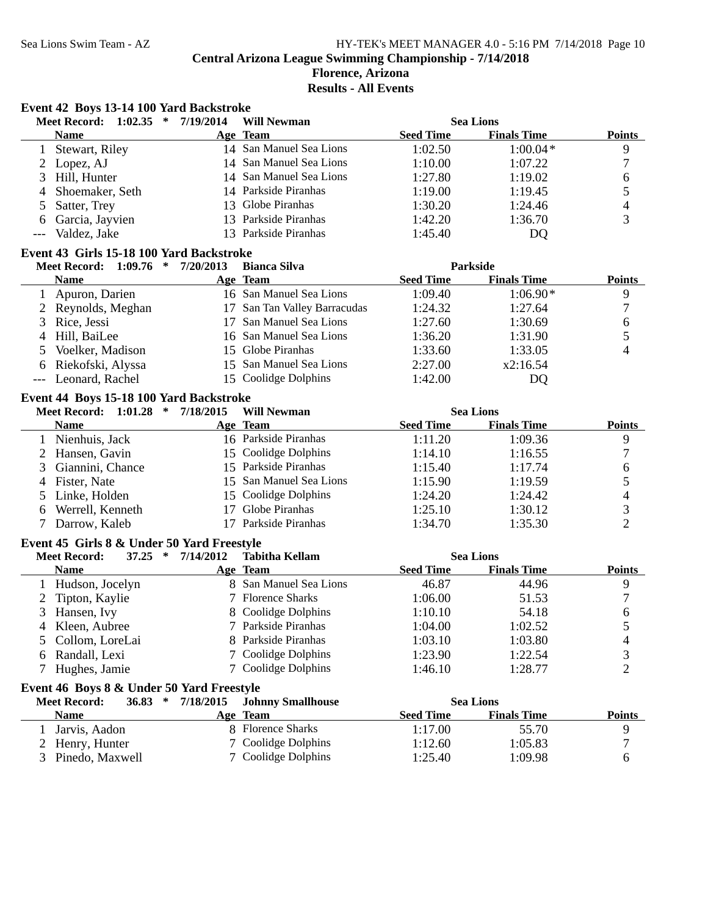**Central Arizona League Swimming Championship - 7/14/2018**

**Florence, Arizona**

**Results - All Events**

### Event 42 Boys 13-14 100 Yard Backstroke

**Meet Record: 1:02.35 * 7/19/2014 Will Newman Sea Lions**

| | Name | Age | Team | Seed Time | Finals Time | Points |
|---|---|---|---|---|---|---|
| 1 | Stewart, Riley | 14 | San Manuel Sea Lions | 1:02.50 | 1:00.04* | 9 |
| 2 | Lopez, AJ | 14 | San Manuel Sea Lions | 1:10.00 | 1:07.22 | 7 |
| 3 | Hill, Hunter | 14 | San Manuel Sea Lions | 1:27.80 | 1:19.02 | 6 |
| 4 | Shoemaker, Seth | 14 | Parkside Piranhas | 1:19.00 | 1:19.45 | 5 |
| 5 | Satter, Trey | 13 | Globe Piranhas | 1:30.20 | 1:24.46 | 4 |
| 6 | Garcia, Jayvien | 13 | Parkside Piranhas | 1:42.20 | 1:36.70 | 3 |
| --- | Valdez, Jake | 13 | Parkside Piranhas | 1:45.40 | DQ | |

### Event 43 Girls 15-18 100 Yard Backstroke

**Meet Record: 1:09.76 * 7/20/2013 Bianca Silva Parkside**

| | Name | Age | Team | Seed Time | Finals Time | Points |
|---|---|---|---|---|---|---|
| 1 | Apuron, Darien | 16 | San Manuel Sea Lions | 1:09.40 | 1:06.90* | 9 |
| 2 | Reynolds, Meghan | 17 | San Tan Valley Barracudas | 1:24.32 | 1:27.64 | 7 |
| 3 | Rice, Jessi | 17 | San Manuel Sea Lions | 1:27.60 | 1:30.69 | 6 |
| 4 | Hill, BaiLee | 16 | San Manuel Sea Lions | 1:36.20 | 1:31.90 | 5 |
| 5 | Voelker, Madison | 15 | Globe Piranhas | 1:33.60 | 1:33.05 | 4 |
| 6 | Riekofski, Alyssa | 15 | San Manuel Sea Lions | 2:27.00 | x2:16.54 | |
| --- | Leonard, Rachel | 15 | Coolidge Dolphins | 1:42.00 | DQ | |

### Event 44 Boys 15-18 100 Yard Backstroke

**Meet Record: 1:01.28 * 7/18/2015 Will Newman Sea Lions**

| | Name | Age | Team | Seed Time | Finals Time | Points |
|---|---|---|---|---|---|---|
| 1 | Nienhuis, Jack | 16 | Parkside Piranhas | 1:11.20 | 1:09.36 | 9 |
| 2 | Hansen, Gavin | 15 | Coolidge Dolphins | 1:14.10 | 1:16.55 | 7 |
| 3 | Giannini, Chance | 15 | Parkside Piranhas | 1:15.40 | 1:17.74 | 6 |
| 4 | Fister, Nate | 15 | San Manuel Sea Lions | 1:15.90 | 1:19.59 | 5 |
| 5 | Linke, Holden | 15 | Coolidge Dolphins | 1:24.20 | 1:24.42 | 4 |
| 6 | Werrell, Kenneth | 17 | Globe Piranhas | 1:25.10 | 1:30.12 | 3 |
| 7 | Darrow, Kaleb | 17 | Parkside Piranhas | 1:34.70 | 1:35.30 | 2 |

### Event 45 Girls 8 & Under 50 Yard Freestyle

**Meet Record: 37.25 * 7/14/2012 Tabitha Kellam Sea Lions**

| | Name | Age | Team | Seed Time | Finals Time | Points |
|---|---|---|---|---|---|---|
| 1 | Hudson, Jocelyn | 8 | San Manuel Sea Lions | 46.87 | 44.96 | 9 |
| 2 | Tipton, Kaylie | 7 | Florence Sharks | 1:06.00 | 51.53 | 7 |
| 3 | Hansen, Ivy | 8 | Coolidge Dolphins | 1:10.10 | 54.18 | 6 |
| 4 | Kleen, Aubree | 7 | Parkside Piranhas | 1:04.00 | 1:02.52 | 5 |
| 5 | Collom, LoreLai | 8 | Parkside Piranhas | 1:03.10 | 1:03.80 | 4 |
| 6 | Randall, Lexi | 7 | Coolidge Dolphins | 1:23.90 | 1:22.54 | 3 |
| 7 | Hughes, Jamie | 7 | Coolidge Dolphins | 1:46.10 | 1:28.77 | 2 |

### Event 46 Boys 8 & Under 50 Yard Freestyle

**Meet Record: 36.83 * 7/18/2015 Johnny Smallhouse Sea Lions**

| | Name | Age | Team | Seed Time | Finals Time | Points |
|---|---|---|---|---|---|---|
| 1 | Jarvis, Aadon | 8 | Florence Sharks | 1:17.00 | 55.70 | 9 |
| 2 | Henry, Hunter | 7 | Coolidge Dolphins | 1:12.60 | 1:05.83 | 7 |
| 3 | Pinedo, Maxwell | 7 | Coolidge Dolphins | 1:25.40 | 1:09.98 | 6 |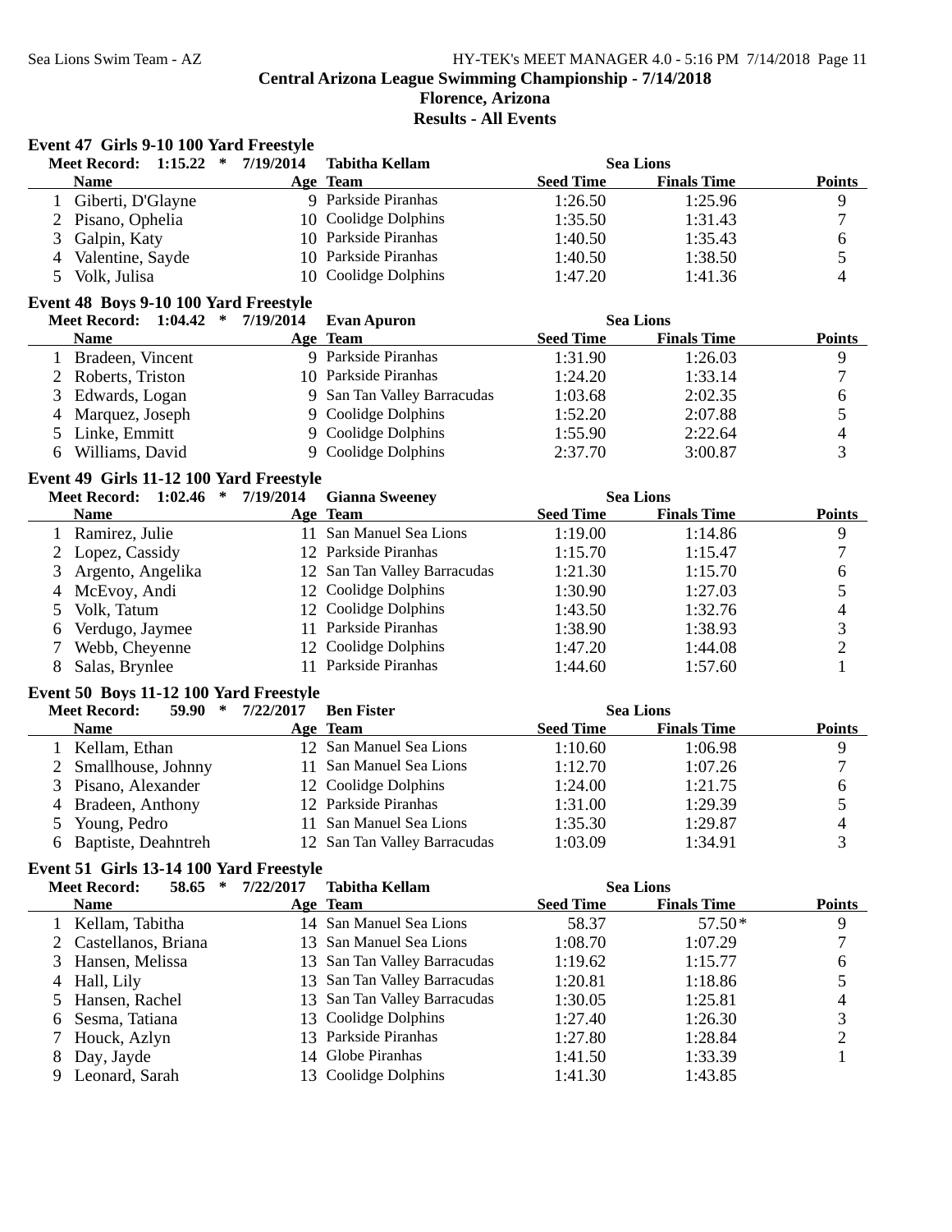## Central Arizona League Swimming Championship - 7/14/2018

**Florence, Arizona**

**Results - All Events**

### Event 47 Girls 9-10 100 Yard Freestyle

**Meet Record: 1:15.22 * 7/19/2014 Tabitha Kellam — Sea Lions**

| | Name | Age | Team | Seed Time | Finals Time | Points |
|---|---|---|---|---|---|---|
| 1 | Giberti, D'Glayne | 9 | Parkside Piranhas | 1:26.50 | 1:25.96 | 9 |
| 2 | Pisano, Ophelia | 10 | Coolidge Dolphins | 1:35.50 | 1:31.43 | 7 |
| 3 | Galpin, Katy | 10 | Parkside Piranhas | 1:40.50 | 1:35.43 | 6 |
| 4 | Valentine, Sayde | 10 | Parkside Piranhas | 1:40.50 | 1:38.50 | 5 |
| 5 | Volk, Julisa | 10 | Coolidge Dolphins | 1:47.20 | 1:41.36 | 4 |

### Event 48 Boys 9-10 100 Yard Freestyle

**Meet Record: 1:04.42 * 7/19/2014 Evan Apuron — Sea Lions**

| | Name | Age | Team | Seed Time | Finals Time | Points |
|---|---|---|---|---|---|---|
| 1 | Bradeen, Vincent | 9 | Parkside Piranhas | 1:31.90 | 1:26.03 | 9 |
| 2 | Roberts, Triston | 10 | Parkside Piranhas | 1:24.20 | 1:33.14 | 7 |
| 3 | Edwards, Logan | 9 | San Tan Valley Barracudas | 1:03.68 | 2:02.35 | 6 |
| 4 | Marquez, Joseph | 9 | Coolidge Dolphins | 1:52.20 | 2:07.88 | 5 |
| 5 | Linke, Emmitt | 9 | Coolidge Dolphins | 1:55.90 | 2:22.64 | 4 |
| 6 | Williams, David | 9 | Coolidge Dolphins | 2:37.70 | 3:00.87 | 3 |

### Event 49 Girls 11-12 100 Yard Freestyle

**Meet Record: 1:02.46 * 7/19/2014 Gianna Sweeney — Sea Lions**

| | Name | Age | Team | Seed Time | Finals Time | Points |
|---|---|---|---|---|---|---|
| 1 | Ramirez, Julie | 11 | San Manuel Sea Lions | 1:19.00 | 1:14.86 | 9 |
| 2 | Lopez, Cassidy | 12 | Parkside Piranhas | 1:15.70 | 1:15.47 | 7 |
| 3 | Argento, Angelika | 12 | San Tan Valley Barracudas | 1:21.30 | 1:15.70 | 6 |
| 4 | McEvoy, Andi | 12 | Coolidge Dolphins | 1:30.90 | 1:27.03 | 5 |
| 5 | Volk, Tatum | 12 | Coolidge Dolphins | 1:43.50 | 1:32.76 | 4 |
| 6 | Verdugo, Jaymee | 11 | Parkside Piranhas | 1:38.90 | 1:38.93 | 3 |
| 7 | Webb, Cheyenne | 12 | Coolidge Dolphins | 1:47.20 | 1:44.08 | 2 |
| 8 | Salas, Brynlee | 11 | Parkside Piranhas | 1:44.60 | 1:57.60 | 1 |

### Event 50 Boys 11-12 100 Yard Freestyle

**Meet Record: 59.90 * 7/22/2017 Ben Fister — Sea Lions**

| | Name | Age | Team | Seed Time | Finals Time | Points |
|---|---|---|---|---|---|---|
| 1 | Kellam, Ethan | 12 | San Manuel Sea Lions | 1:10.60 | 1:06.98 | 9 |
| 2 | Smallhouse, Johnny | 11 | San Manuel Sea Lions | 1:12.70 | 1:07.26 | 7 |
| 3 | Pisano, Alexander | 12 | Coolidge Dolphins | 1:24.00 | 1:21.75 | 6 |
| 4 | Bradeen, Anthony | 12 | Parkside Piranhas | 1:31.00 | 1:29.39 | 5 |
| 5 | Young, Pedro | 11 | San Manuel Sea Lions | 1:35.30 | 1:29.87 | 4 |
| 6 | Baptiste, Deahntreh | 12 | San Tan Valley Barracudas | 1:03.09 | 1:34.91 | 3 |

### Event 51 Girls 13-14 100 Yard Freestyle

**Meet Record: 58.65 * 7/22/2017 Tabitha Kellam — Sea Lions**

| | Name | Age | Team | Seed Time | Finals Time | Points |
|---|---|---|---|---|---|---|
| 1 | Kellam, Tabitha | 14 | San Manuel Sea Lions | 58.37 | 57.50* | 9 |
| 2 | Castellanos, Briana | 13 | San Manuel Sea Lions | 1:08.70 | 1:07.29 | 7 |
| 3 | Hansen, Melissa | 13 | San Tan Valley Barracudas | 1:19.62 | 1:15.77 | 6 |
| 4 | Hall, Lily | 13 | San Tan Valley Barracudas | 1:20.81 | 1:18.86 | 5 |
| 5 | Hansen, Rachel | 13 | San Tan Valley Barracudas | 1:30.05 | 1:25.81 | 4 |
| 6 | Sesma, Tatiana | 13 | Coolidge Dolphins | 1:27.40 | 1:26.30 | 3 |
| 7 | Houck, Azlyn | 13 | Parkside Piranhas | 1:27.80 | 1:28.84 | 2 |
| 8 | Day, Jayde | 14 | Globe Piranhas | 1:41.50 | 1:33.39 | 1 |
| 9 | Leonard, Sarah | 13 | Coolidge Dolphins | 1:41.30 | 1:43.85 | |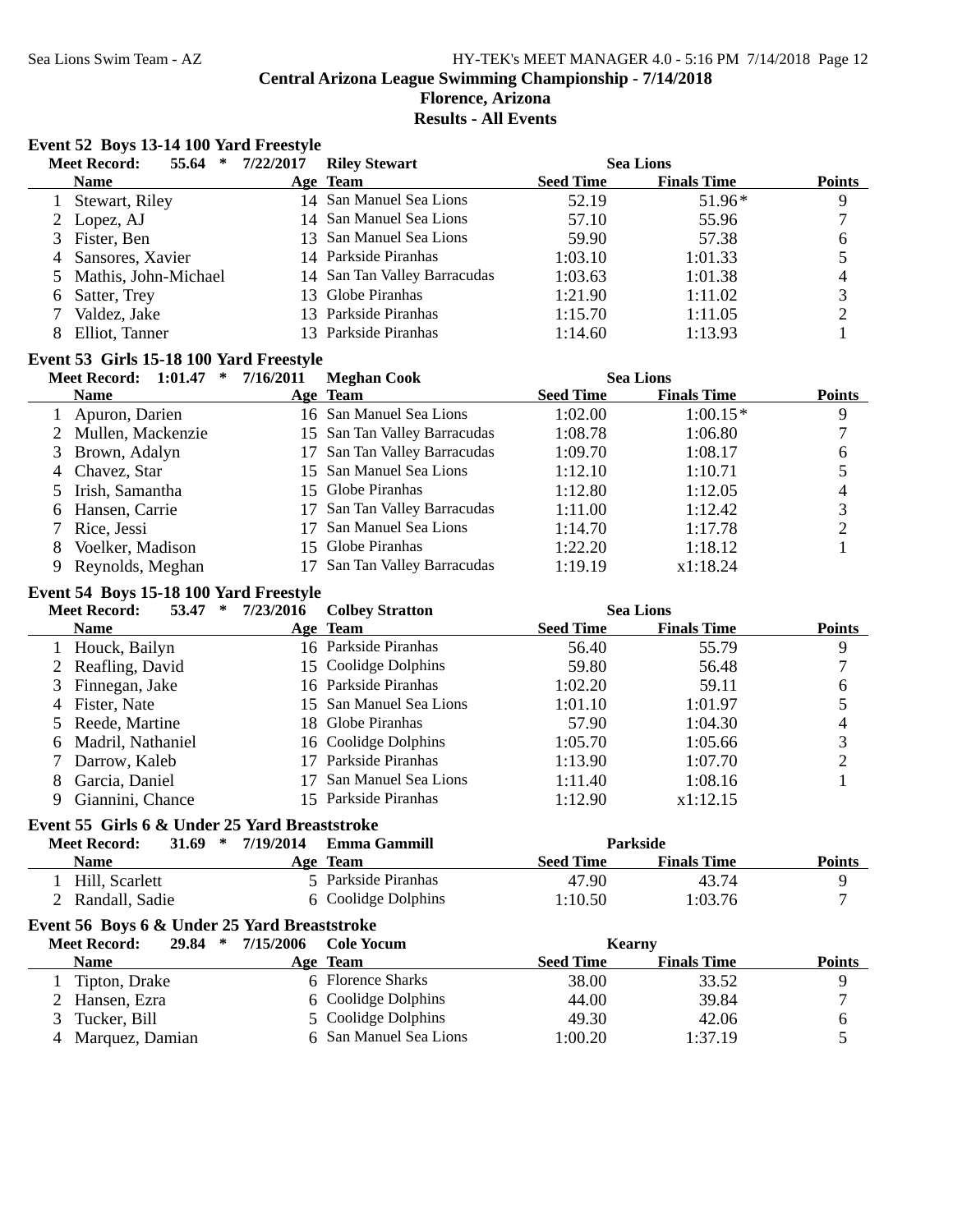## Central Arizona League Swimming Championship - 7/14/2018

**Florence, Arizona**

**Results - All Events**

### Event 52 Boys 13-14 100 Yard Freestyle

**Meet Record: 55.64 * 7/22/2017 Riley Stewart — Sea Lions**

| | Name | Age | Team | Seed Time | Finals Time | Points |
|---|---|---|---|---|---|---|
| 1 | Stewart, Riley | 14 | San Manuel Sea Lions | 52.19 | 51.96* | 9 |
| 2 | Lopez, AJ | 14 | San Manuel Sea Lions | 57.10 | 55.96 | 7 |
| 3 | Fister, Ben | 13 | San Manuel Sea Lions | 59.90 | 57.38 | 6 |
| 4 | Sansores, Xavier | 14 | Parkside Piranhas | 1:03.10 | 1:01.33 | 5 |
| 5 | Mathis, John-Michael | 14 | San Tan Valley Barracudas | 1:03.63 | 1:01.38 | 4 |
| 6 | Satter, Trey | 13 | Globe Piranhas | 1:21.90 | 1:11.02 | 3 |
| 7 | Valdez, Jake | 13 | Parkside Piranhas | 1:15.70 | 1:11.05 | 2 |
| 8 | Elliot, Tanner | 13 | Parkside Piranhas | 1:14.60 | 1:13.93 | 1 |

### Event 53 Girls 15-18 100 Yard Freestyle

**Meet Record: 1:01.47 * 7/16/2011 Meghan Cook — Sea Lions**

| | Name | Age | Team | Seed Time | Finals Time | Points |
|---|---|---|---|---|---|---|
| 1 | Apuron, Darien | 16 | San Manuel Sea Lions | 1:02.00 | 1:00.15* | 9 |
| 2 | Mullen, Mackenzie | 15 | San Tan Valley Barracudas | 1:08.78 | 1:06.80 | 7 |
| 3 | Brown, Adalyn | 17 | San Tan Valley Barracudas | 1:09.70 | 1:08.17 | 6 |
| 4 | Chavez, Star | 15 | San Manuel Sea Lions | 1:12.10 | 1:10.71 | 5 |
| 5 | Irish, Samantha | 15 | Globe Piranhas | 1:12.80 | 1:12.05 | 4 |
| 6 | Hansen, Carrie | 17 | San Tan Valley Barracudas | 1:11.00 | 1:12.42 | 3 |
| 7 | Rice, Jessi | 17 | San Manuel Sea Lions | 1:14.70 | 1:17.78 | 2 |
| 8 | Voelker, Madison | 15 | Globe Piranhas | 1:22.20 | 1:18.12 | 1 |
| 9 | Reynolds, Meghan | 17 | San Tan Valley Barracudas | 1:19.19 | x1:18.24 | |

### Event 54 Boys 15-18 100 Yard Freestyle

**Meet Record: 53.47 * 7/23/2016 Colbey Stratton — Sea Lions**

| | Name | Age | Team | Seed Time | Finals Time | Points |
|---|---|---|---|---|---|---|
| 1 | Houck, Bailyn | 16 | Parkside Piranhas | 56.40 | 55.79 | 9 |
| 2 | Reafling, David | 15 | Coolidge Dolphins | 59.80 | 56.48 | 7 |
| 3 | Finnegan, Jake | 16 | Parkside Piranhas | 1:02.20 | 59.11 | 6 |
| 4 | Fister, Nate | 15 | San Manuel Sea Lions | 1:01.10 | 1:01.97 | 5 |
| 5 | Reede, Martine | 18 | Globe Piranhas | 57.90 | 1:04.30 | 4 |
| 6 | Madril, Nathaniel | 16 | Coolidge Dolphins | 1:05.70 | 1:05.66 | 3 |
| 7 | Darrow, Kaleb | 17 | Parkside Piranhas | 1:13.90 | 1:07.70 | 2 |
| 8 | Garcia, Daniel | 17 | San Manuel Sea Lions | 1:11.40 | 1:08.16 | 1 |
| 9 | Giannini, Chance | 15 | Parkside Piranhas | 1:12.90 | x1:12.15 | |

### Event 55 Girls 6 & Under 25 Yard Breaststroke

**Meet Record: 31.69 * 7/19/2014 Emma Gammill — Parkside**

| | Name | Age | Team | Seed Time | Finals Time | Points |
|---|---|---|---|---|---|---|
| 1 | Hill, Scarlett | 5 | Parkside Piranhas | 47.90 | 43.74 | 9 |
| 2 | Randall, Sadie | 6 | Coolidge Dolphins | 1:10.50 | 1:03.76 | 7 |

### Event 56 Boys 6 & Under 25 Yard Breaststroke

**Meet Record: 29.84 * 7/15/2006 Cole Yocum — Kearny**

| | Name | Age | Team | Seed Time | Finals Time | Points |
|---|---|---|---|---|---|---|
| 1 | Tipton, Drake | 6 | Florence Sharks | 38.00 | 33.52 | 9 |
| 2 | Hansen, Ezra | 6 | Coolidge Dolphins | 44.00 | 39.84 | 7 |
| 3 | Tucker, Bill | 5 | Coolidge Dolphins | 49.30 | 42.06 | 6 |
| 4 | Marquez, Damian | 6 | San Manuel Sea Lions | 1:00.20 | 1:37.19 | 5 |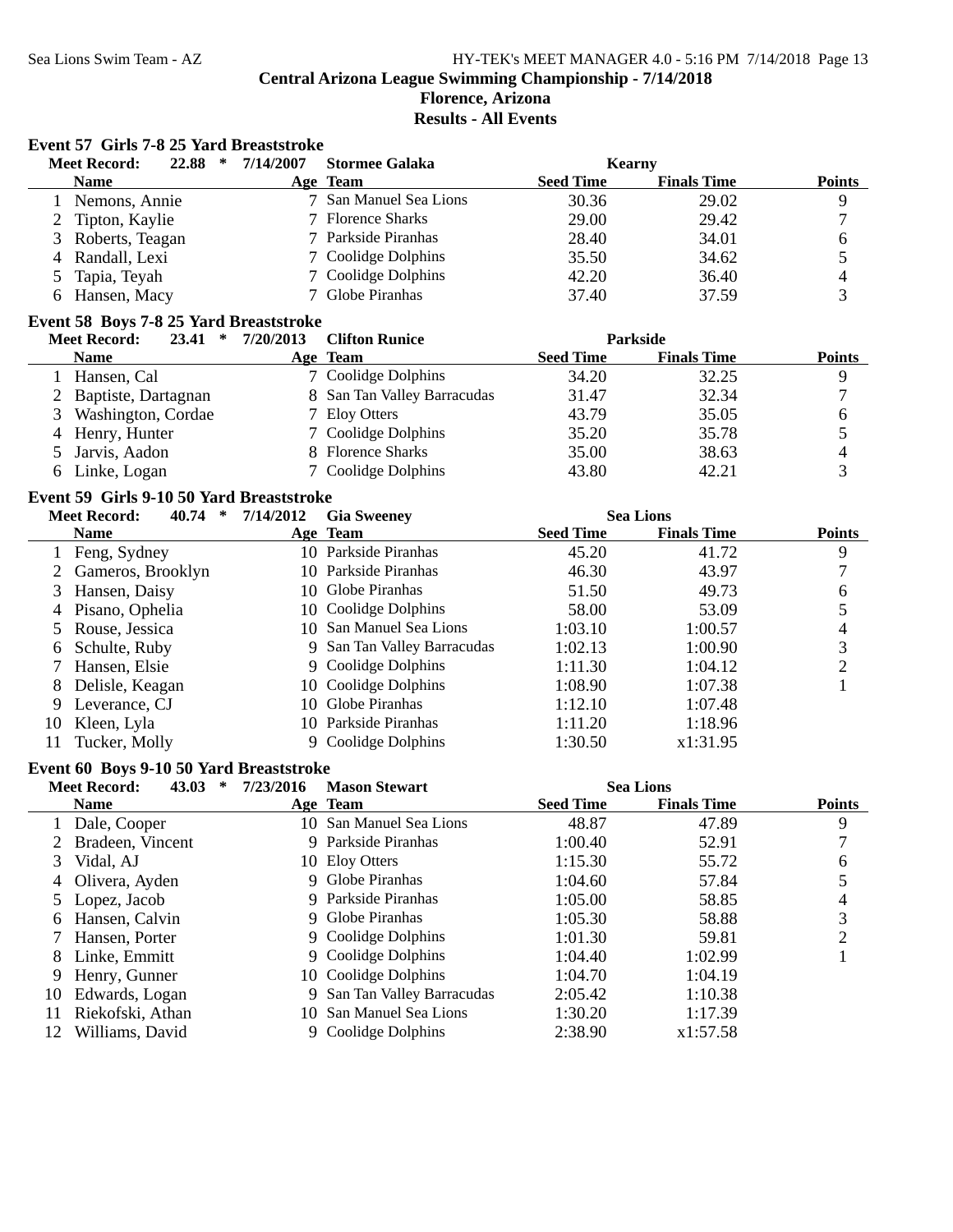**Central Arizona League Swimming Championship - 7/14/2018**
**Florence, Arizona**
**Results - All Events**

### Event 57 Girls 7-8 25 Yard Breaststroke

Meet Record: 22.88 * 7/14/2007 Stormee Galaka Kearny

| | Name | Age | Team | Seed Time | Finals Time | Points |
|---|---|---|---|---|---|---|
| 1 | Nemons, Annie | 7 | San Manuel Sea Lions | 30.36 | 29.02 | 9 |
| 2 | Tipton, Kaylie | 7 | Florence Sharks | 29.00 | 29.42 | 7 |
| 3 | Roberts, Teagan | 7 | Parkside Piranhas | 28.40 | 34.01 | 6 |
| 4 | Randall, Lexi | 7 | Coolidge Dolphins | 35.50 | 34.62 | 5 |
| 5 | Tapia, Teyah | 7 | Coolidge Dolphins | 42.20 | 36.40 | 4 |
| 6 | Hansen, Macy | 7 | Globe Piranhas | 37.40 | 37.59 | 3 |

### Event 58 Boys 7-8 25 Yard Breaststroke

Meet Record: 23.41 * 7/20/2013 Clifton Runice Parkside

| | Name | Age | Team | Seed Time | Finals Time | Points |
|---|---|---|---|---|---|---|
| 1 | Hansen, Cal | 7 | Coolidge Dolphins | 34.20 | 32.25 | 9 |
| 2 | Baptiste, Dartagnan | 8 | San Tan Valley Barracudas | 31.47 | 32.34 | 7 |
| 3 | Washington, Cordae | 7 | Eloy Otters | 43.79 | 35.05 | 6 |
| 4 | Henry, Hunter | 7 | Coolidge Dolphins | 35.20 | 35.78 | 5 |
| 5 | Jarvis, Aadon | 8 | Florence Sharks | 35.00 | 38.63 | 4 |
| 6 | Linke, Logan | 7 | Coolidge Dolphins | 43.80 | 42.21 | 3 |

### Event 59 Girls 9-10 50 Yard Breaststroke

Meet Record: 40.74 * 7/14/2012 Gia Sweeney Sea Lions

| | Name | Age | Team | Seed Time | Finals Time | Points |
|---|---|---|---|---|---|---|
| 1 | Feng, Sydney | 10 | Parkside Piranhas | 45.20 | 41.72 | 9 |
| 2 | Gameros, Brooklyn | 10 | Parkside Piranhas | 46.30 | 43.97 | 7 |
| 3 | Hansen, Daisy | 10 | Globe Piranhas | 51.50 | 49.73 | 6 |
| 4 | Pisano, Ophelia | 10 | Coolidge Dolphins | 58.00 | 53.09 | 5 |
| 5 | Rouse, Jessica | 10 | San Manuel Sea Lions | 1:03.10 | 1:00.57 | 4 |
| 6 | Schulte, Ruby | 9 | San Tan Valley Barracudas | 1:02.13 | 1:00.90 | 3 |
| 7 | Hansen, Elsie | 9 | Coolidge Dolphins | 1:11.30 | 1:04.12 | 2 |
| 8 | Delisle, Keagan | 10 | Coolidge Dolphins | 1:08.90 | 1:07.38 | 1 |
| 9 | Leverance, CJ | 10 | Globe Piranhas | 1:12.10 | 1:07.48 | |
| 10 | Kleen, Lyla | 10 | Parkside Piranhas | 1:11.20 | 1:18.96 | |
| 11 | Tucker, Molly | 9 | Coolidge Dolphins | 1:30.50 | x1:31.95 | |

### Event 60 Boys 9-10 50 Yard Breaststroke

Meet Record: 43.03 * 7/23/2016 Mason Stewart Sea Lions

| | Name | Age | Team | Seed Time | Finals Time | Points |
|---|---|---|---|---|---|---|
| 1 | Dale, Cooper | 10 | San Manuel Sea Lions | 48.87 | 47.89 | 9 |
| 2 | Bradeen, Vincent | 9 | Parkside Piranhas | 1:00.40 | 52.91 | 7 |
| 3 | Vidal, AJ | 10 | Eloy Otters | 1:15.30 | 55.72 | 6 |
| 4 | Olivera, Ayden | 9 | Globe Piranhas | 1:04.60 | 57.84 | 5 |
| 5 | Lopez, Jacob | 9 | Parkside Piranhas | 1:05.00 | 58.85 | 4 |
| 6 | Hansen, Calvin | 9 | Globe Piranhas | 1:05.30 | 58.88 | 3 |
| 7 | Hansen, Porter | 9 | Coolidge Dolphins | 1:01.30 | 59.81 | 2 |
| 8 | Linke, Emmitt | 9 | Coolidge Dolphins | 1:04.40 | 1:02.99 | 1 |
| 9 | Henry, Gunner | 10 | Coolidge Dolphins | 1:04.70 | 1:04.19 | |
| 10 | Edwards, Logan | 9 | San Tan Valley Barracudas | 2:05.42 | 1:10.38 | |
| 11 | Riekofski, Athan | 10 | San Manuel Sea Lions | 1:30.20 | 1:17.39 | |
| 12 | Williams, David | 9 | Coolidge Dolphins | 2:38.90 | x1:57.58 | |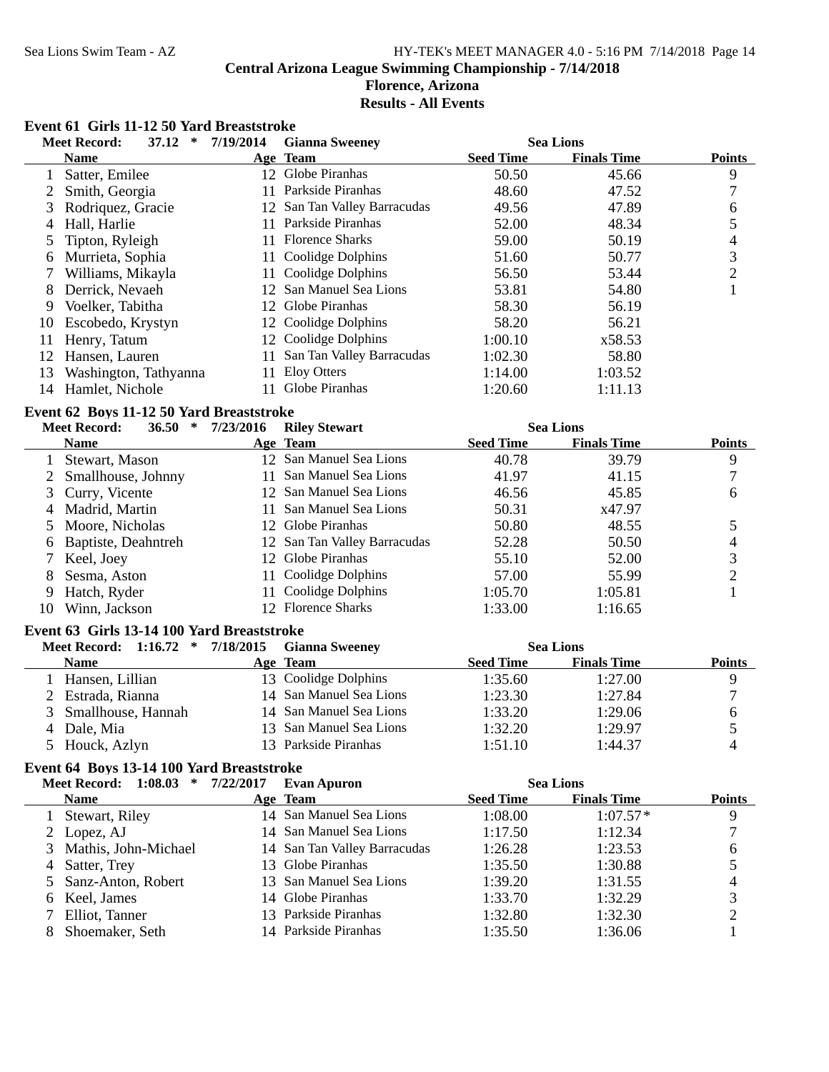# Central Arizona League Swimming Championship - 7/14/2018

## Florence, Arizona

## Results - All Events

### Event 61 Girls 11-12 50 Yard Breaststroke

Meet Record: 37.12 * 7/19/2014 Gianna Sweeney Sea Lions

| | Name | Age | Team | Seed Time | Finals Time | Points |
|---|---|---|---|---|---|---|
| 1 | Satter, Emilee | 12 | Globe Piranhas | 50.50 | 45.66 | 9 |
| 2 | Smith, Georgia | 11 | Parkside Piranhas | 48.60 | 47.52 | 7 |
| 3 | Rodriquez, Gracie | 12 | San Tan Valley Barracudas | 49.56 | 47.89 | 6 |
| 4 | Hall, Harlie | 11 | Parkside Piranhas | 52.00 | 48.34 | 5 |
| 5 | Tipton, Ryleigh | 11 | Florence Sharks | 59.00 | 50.19 | 4 |
| 6 | Murrieta, Sophia | 11 | Coolidge Dolphins | 51.60 | 50.77 | 3 |
| 7 | Williams, Mikayla | 11 | Coolidge Dolphins | 56.50 | 53.44 | 2 |
| 8 | Derrick, Nevaeh | 12 | San Manuel Sea Lions | 53.81 | 54.80 | 1 |
| 9 | Voelker, Tabitha | 12 | Globe Piranhas | 58.30 | 56.19 | |
| 10 | Escobedo, Krystyn | 12 | Coolidge Dolphins | 58.20 | 56.21 | |
| 11 | Henry, Tatum | 12 | Coolidge Dolphins | 1:00.10 | x58.53 | |
| 12 | Hansen, Lauren | 11 | San Tan Valley Barracudas | 1:02.30 | 58.80 | |
| 13 | Washington, Tathyanna | 11 | Eloy Otters | 1:14.00 | 1:03.52 | |
| 14 | Hamlet, Nichole | 11 | Globe Piranhas | 1:20.60 | 1:11.13 | |

### Event 62 Boys 11-12 50 Yard Breaststroke

Meet Record: 36.50 * 7/23/2016 Riley Stewart Sea Lions

| | Name | Age | Team | Seed Time | Finals Time | Points |
|---|---|---|---|---|---|---|
| 1 | Stewart, Mason | 12 | San Manuel Sea Lions | 40.78 | 39.79 | 9 |
| 2 | Smallhouse, Johnny | 11 | San Manuel Sea Lions | 41.97 | 41.15 | 7 |
| 3 | Curry, Vicente | 12 | San Manuel Sea Lions | 46.56 | 45.85 | 6 |
| 4 | Madrid, Martin | 11 | San Manuel Sea Lions | 50.31 | x47.97 | |
| 5 | Moore, Nicholas | 12 | Globe Piranhas | 50.80 | 48.55 | 5 |
| 6 | Baptiste, Deahntreh | 12 | San Tan Valley Barracudas | 52.28 | 50.50 | 4 |
| 7 | Keel, Joey | 12 | Globe Piranhas | 55.10 | 52.00 | 3 |
| 8 | Sesma, Aston | 11 | Coolidge Dolphins | 57.00 | 55.99 | 2 |
| 9 | Hatch, Ryder | 11 | Coolidge Dolphins | 1:05.70 | 1:05.81 | 1 |
| 10 | Winn, Jackson | 12 | Florence Sharks | 1:33.00 | 1:16.65 | |

### Event 63 Girls 13-14 100 Yard Breaststroke

Meet Record: 1:16.72 * 7/18/2015 Gianna Sweeney Sea Lions

| | Name | Age | Team | Seed Time | Finals Time | Points |
|---|---|---|---|---|---|---|
| 1 | Hansen, Lillian | 13 | Coolidge Dolphins | 1:35.60 | 1:27.00 | 9 |
| 2 | Estrada, Rianna | 14 | San Manuel Sea Lions | 1:23.30 | 1:27.84 | 7 |
| 3 | Smallhouse, Hannah | 14 | San Manuel Sea Lions | 1:33.20 | 1:29.06 | 6 |
| 4 | Dale, Mia | 13 | San Manuel Sea Lions | 1:32.20 | 1:29.97 | 5 |
| 5 | Houck, Azlyn | 13 | Parkside Piranhas | 1:51.10 | 1:44.37 | 4 |

### Event 64 Boys 13-14 100 Yard Breaststroke

Meet Record: 1:08.03 * 7/22/2017 Evan Apuron Sea Lions

| | Name | Age | Team | Seed Time | Finals Time | Points |
|---|---|---|---|---|---|---|
| 1 | Stewart, Riley | 14 | San Manuel Sea Lions | 1:08.00 | 1:07.57* | 9 |
| 2 | Lopez, AJ | 14 | San Manuel Sea Lions | 1:17.50 | 1:12.34 | 7 |
| 3 | Mathis, John-Michael | 14 | San Tan Valley Barracudas | 1:26.28 | 1:23.53 | 6 |
| 4 | Satter, Trey | 13 | Globe Piranhas | 1:35.50 | 1:30.88 | 5 |
| 5 | Sanz-Anton, Robert | 13 | San Manuel Sea Lions | 1:39.20 | 1:31.55 | 4 |
| 6 | Keel, James | 14 | Globe Piranhas | 1:33.70 | 1:32.29 | 3 |
| 7 | Elliot, Tanner | 13 | Parkside Piranhas | 1:32.80 | 1:32.30 | 2 |
| 8 | Shoemaker, Seth | 14 | Parkside Piranhas | 1:35.50 | 1:36.06 | 1 |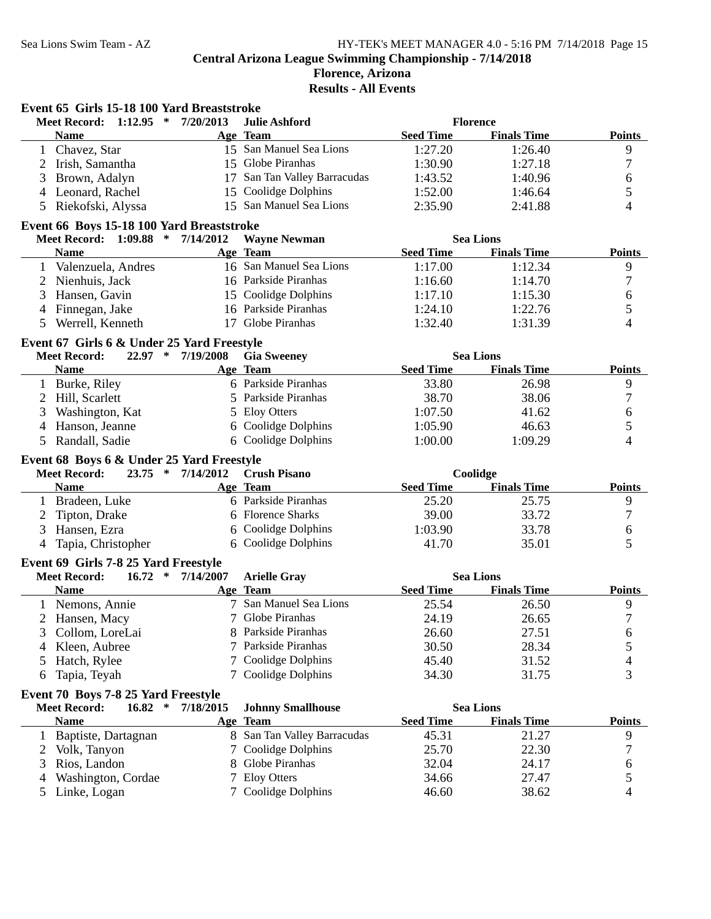**Central Arizona League Swimming Championship - 7/14/2018**
**Florence, Arizona**
**Results - All Events**

### Event 65 Girls 15-18 100 Yard Breaststroke

Meet Record: 1:12.95 * 7/20/2013 Julie Ashford Florence

| | Name | Age | Team | Seed Time | Finals Time | Points |
|---|---|---|---|---|---|---|
| 1 | Chavez, Star | 15 | San Manuel Sea Lions | 1:27.20 | 1:26.40 | 9 |
| 2 | Irish, Samantha | 15 | Globe Piranhas | 1:30.90 | 1:27.18 | 7 |
| 3 | Brown, Adalyn | 17 | San Tan Valley Barracudas | 1:43.52 | 1:40.96 | 6 |
| 4 | Leonard, Rachel | 15 | Coolidge Dolphins | 1:52.00 | 1:46.64 | 5 |
| 5 | Riekofski, Alyssa | 15 | San Manuel Sea Lions | 2:35.90 | 2:41.88 | 4 |

### Event 66 Boys 15-18 100 Yard Breaststroke

Meet Record: 1:09.88 * 7/14/2012 Wayne Newman Sea Lions

| | Name | Age | Team | Seed Time | Finals Time | Points |
|---|---|---|---|---|---|---|
| 1 | Valenzuela, Andres | 16 | San Manuel Sea Lions | 1:17.00 | 1:12.34 | 9 |
| 2 | Nienhuis, Jack | 16 | Parkside Piranhas | 1:16.60 | 1:14.70 | 7 |
| 3 | Hansen, Gavin | 15 | Coolidge Dolphins | 1:17.10 | 1:15.30 | 6 |
| 4 | Finnegan, Jake | 16 | Parkside Piranhas | 1:24.10 | 1:22.76 | 5 |
| 5 | Werrell, Kenneth | 17 | Globe Piranhas | 1:32.40 | 1:31.39 | 4 |

### Event 67 Girls 6 & Under 25 Yard Freestyle

Meet Record: 22.97 * 7/19/2008 Gia Sweeney Sea Lions

| | Name | Age | Team | Seed Time | Finals Time | Points |
|---|---|---|---|---|---|---|
| 1 | Burke, Riley | 6 | Parkside Piranhas | 33.80 | 26.98 | 9 |
| 2 | Hill, Scarlett | 5 | Parkside Piranhas | 38.70 | 38.06 | 7 |
| 3 | Washington, Kat | 5 | Eloy Otters | 1:07.50 | 41.62 | 6 |
| 4 | Hanson, Jeanne | 6 | Coolidge Dolphins | 1:05.90 | 46.63 | 5 |
| 5 | Randall, Sadie | 6 | Coolidge Dolphins | 1:00.00 | 1:09.29 | 4 |

### Event 68 Boys 6 & Under 25 Yard Freestyle

Meet Record: 23.75 * 7/14/2012 Crush Pisano Coolidge

| | Name | Age | Team | Seed Time | Finals Time | Points |
|---|---|---|---|---|---|---|
| 1 | Bradeen, Luke | 6 | Parkside Piranhas | 25.20 | 25.75 | 9 |
| 2 | Tipton, Drake | 6 | Florence Sharks | 39.00 | 33.72 | 7 |
| 3 | Hansen, Ezra | 6 | Coolidge Dolphins | 1:03.90 | 33.78 | 6 |
| 4 | Tapia, Christopher | 6 | Coolidge Dolphins | 41.70 | 35.01 | 5 |

### Event 69 Girls 7-8 25 Yard Freestyle

Meet Record: 16.72 * 7/14/2007 Arielle Gray Sea Lions

| | Name | Age | Team | Seed Time | Finals Time | Points |
|---|---|---|---|---|---|---|
| 1 | Nemons, Annie | 7 | San Manuel Sea Lions | 25.54 | 26.50 | 9 |
| 2 | Hansen, Macy | 7 | Globe Piranhas | 24.19 | 26.65 | 7 |
| 3 | Collom, LoreLai | 8 | Parkside Piranhas | 26.60 | 27.51 | 6 |
| 4 | Kleen, Aubree | 7 | Parkside Piranhas | 30.50 | 28.34 | 5 |
| 5 | Hatch, Rylee | 7 | Coolidge Dolphins | 45.40 | 31.52 | 4 |
| 6 | Tapia, Teyah | 7 | Coolidge Dolphins | 34.30 | 31.75 | 3 |

### Event 70 Boys 7-8 25 Yard Freestyle

Meet Record: 16.82 * 7/18/2015 Johnny Smallhouse Sea Lions

| | Name | Age | Team | Seed Time | Finals Time | Points |
|---|---|---|---|---|---|---|
| 1 | Baptiste, Dartagnan | 8 | San Tan Valley Barracudas | 45.31 | 21.27 | 9 |
| 2 | Volk, Tanyon | 7 | Coolidge Dolphins | 25.70 | 22.30 | 7 |
| 3 | Rios, Landon | 8 | Globe Piranhas | 32.04 | 24.17 | 6 |
| 4 | Washington, Cordae | 7 | Eloy Otters | 34.66 | 27.47 | 5 |
| 5 | Linke, Logan | 7 | Coolidge Dolphins | 46.60 | 38.62 | 4 |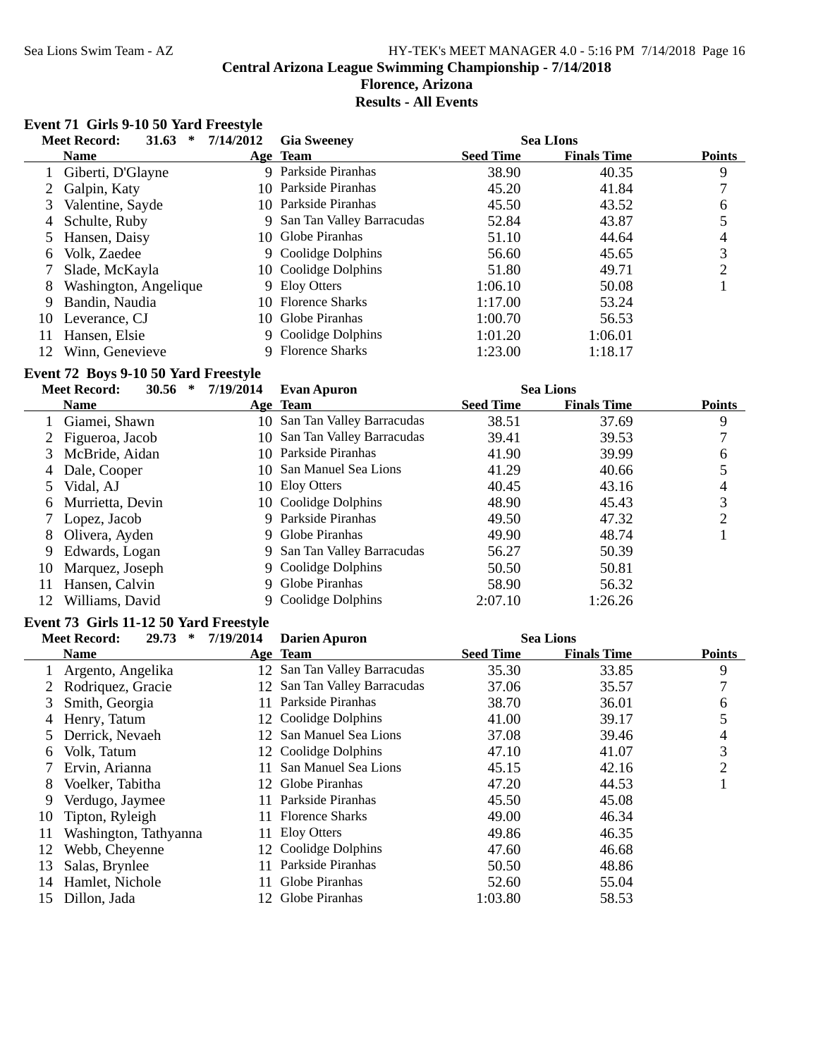**Central Arizona League Swimming Championship - 7/14/2018**
**Florence, Arizona**
**Results - All Events**

### Event 71 Girls 9-10 50 Yard Freestyle

Meet Record: 31.63 * 7/14/2012 Gia Sweeney Sea LIons

| | Name | Age | Team | Seed Time | Finals Time | Points |
|---|---|---|---|---|---|---|
| 1 | Giberti, D'Glayne | 9 | Parkside Piranhas | 38.90 | 40.35 | 9 |
| 2 | Galpin, Katy | 10 | Parkside Piranhas | 45.20 | 41.84 | 7 |
| 3 | Valentine, Sayde | 10 | Parkside Piranhas | 45.50 | 43.52 | 6 |
| 4 | Schulte, Ruby | 9 | San Tan Valley Barracudas | 52.84 | 43.87 | 5 |
| 5 | Hansen, Daisy | 10 | Globe Piranhas | 51.10 | 44.64 | 4 |
| 6 | Volk, Zaedee | 9 | Coolidge Dolphins | 56.60 | 45.65 | 3 |
| 7 | Slade, McKayla | 10 | Coolidge Dolphins | 51.80 | 49.71 | 2 |
| 8 | Washington, Angelique | 9 | Eloy Otters | 1:06.10 | 50.08 | 1 |
| 9 | Bandin, Naudia | 10 | Florence Sharks | 1:17.00 | 53.24 | |
| 10 | Leverance, CJ | 10 | Globe Piranhas | 1:00.70 | 56.53 | |
| 11 | Hansen, Elsie | 9 | Coolidge Dolphins | 1:01.20 | 1:06.01 | |
| 12 | Winn, Genevieve | 9 | Florence Sharks | 1:23.00 | 1:18.17 | |

### Event 72 Boys 9-10 50 Yard Freestyle

Meet Record: 30.56 * 7/19/2014 Evan Apuron Sea Lions

| | Name | Age | Team | Seed Time | Finals Time | Points |
|---|---|---|---|---|---|---|
| 1 | Giamei, Shawn | 10 | San Tan Valley Barracudas | 38.51 | 37.69 | 9 |
| 2 | Figueroa, Jacob | 10 | San Tan Valley Barracudas | 39.41 | 39.53 | 7 |
| 3 | McBride, Aidan | 10 | Parkside Piranhas | 41.90 | 39.99 | 6 |
| 4 | Dale, Cooper | 10 | San Manuel Sea Lions | 41.29 | 40.66 | 5 |
| 5 | Vidal, AJ | 10 | Eloy Otters | 40.45 | 43.16 | 4 |
| 6 | Murrietta, Devin | 10 | Coolidge Dolphins | 48.90 | 45.43 | 3 |
| 7 | Lopez, Jacob | 9 | Parkside Piranhas | 49.50 | 47.32 | 2 |
| 8 | Olivera, Ayden | 9 | Globe Piranhas | 49.90 | 48.74 | 1 |
| 9 | Edwards, Logan | 9 | San Tan Valley Barracudas | 56.27 | 50.39 | |
| 10 | Marquez, Joseph | 9 | Coolidge Dolphins | 50.50 | 50.81 | |
| 11 | Hansen, Calvin | 9 | Globe Piranhas | 58.90 | 56.32 | |
| 12 | Williams, David | 9 | Coolidge Dolphins | 2:07.10 | 1:26.26 | |

### Event 73 Girls 11-12 50 Yard Freestyle

Meet Record: 29.73 * 7/19/2014 Darien Apuron Sea Lions

| | Name | Age | Team | Seed Time | Finals Time | Points |
|---|---|---|---|---|---|---|
| 1 | Argento, Angelika | 12 | San Tan Valley Barracudas | 35.30 | 33.85 | 9 |
| 2 | Rodriquez, Gracie | 12 | San Tan Valley Barracudas | 37.06 | 35.57 | 7 |
| 3 | Smith, Georgia | 11 | Parkside Piranhas | 38.70 | 36.01 | 6 |
| 4 | Henry, Tatum | 12 | Coolidge Dolphins | 41.00 | 39.17 | 5 |
| 5 | Derrick, Nevaeh | 12 | San Manuel Sea Lions | 37.08 | 39.46 | 4 |
| 6 | Volk, Tatum | 12 | Coolidge Dolphins | 47.10 | 41.07 | 3 |
| 7 | Ervin, Arianna | 11 | San Manuel Sea Lions | 45.15 | 42.16 | 2 |
| 8 | Voelker, Tabitha | 12 | Globe Piranhas | 47.20 | 44.53 | 1 |
| 9 | Verdugo, Jaymee | 11 | Parkside Piranhas | 45.50 | 45.08 | |
| 10 | Tipton, Ryleigh | 11 | Florence Sharks | 49.00 | 46.34 | |
| 11 | Washington, Tathyanna | 11 | Eloy Otters | 49.86 | 46.35 | |
| 12 | Webb, Cheyenne | 12 | Coolidge Dolphins | 47.60 | 46.68 | |
| 13 | Salas, Brynlee | 11 | Parkside Piranhas | 50.50 | 48.86 | |
| 14 | Hamlet, Nichole | 11 | Globe Piranhas | 52.60 | 55.04 | |
| 15 | Dillon, Jada | 12 | Globe Piranhas | 1:03.80 | 58.53 | |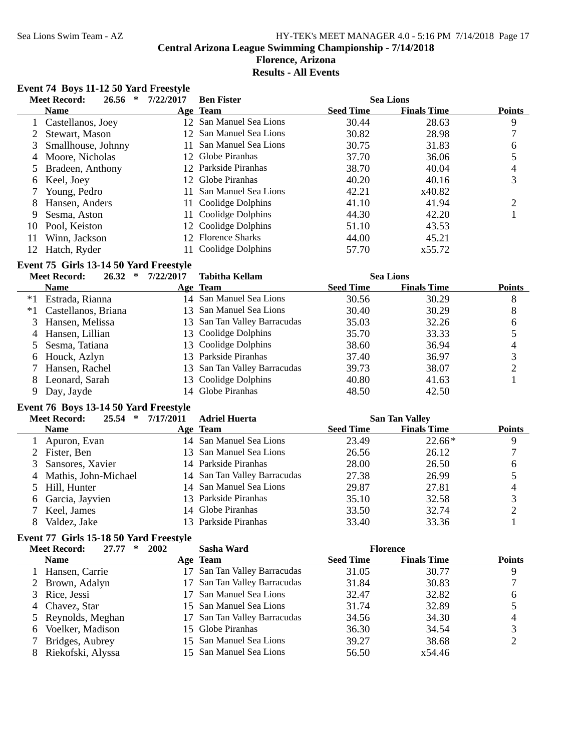# Central Arizona League Swimming Championship - 7/14/2018

## Florence, Arizona

## Results - All Events

### Event 74 Boys 11-12 50 Yard Freestyle

| Meet Record: | 26.56 * | 7/22/2017 | Ben Fister | Sea Lions | | |
|---|---|---|---|---|---|---|
| | **Name** | **Age** | **Team** | **Seed Time** | **Finals Time** | **Points** |
| 1 | Castellanos, Joey | 12 | San Manuel Sea Lions | 30.44 | 28.63 | 9 |
| 2 | Stewart, Mason | 12 | San Manuel Sea Lions | 30.82 | 28.98 | 7 |
| 3 | Smallhouse, Johnny | 11 | San Manuel Sea Lions | 30.75 | 31.83 | 6 |
| 4 | Moore, Nicholas | 12 | Globe Piranhas | 37.70 | 36.06 | 5 |
| 5 | Bradeen, Anthony | 12 | Parkside Piranhas | 38.70 | 40.04 | 4 |
| 6 | Keel, Joey | 12 | Globe Piranhas | 40.20 | 40.16 | 3 |
| 7 | Young, Pedro | 11 | San Manuel Sea Lions | 42.21 | x40.82 | |
| 8 | Hansen, Anders | 11 | Coolidge Dolphins | 41.10 | 41.94 | 2 |
| 9 | Sesma, Aston | 11 | Coolidge Dolphins | 44.30 | 42.20 | 1 |
| 10 | Pool, Keiston | 12 | Coolidge Dolphins | 51.10 | 43.53 | |
| 11 | Winn, Jackson | 12 | Florence Sharks | 44.00 | 45.21 | |
| 12 | Hatch, Ryder | 11 | Coolidge Dolphins | 57.70 | x55.72 | |

### Event 75 Girls 13-14 50 Yard Freestyle

| Meet Record: | 26.32 * | 7/22/2017 | Tabitha Kellam | Sea Lions | | |
|---|---|---|---|---|---|---|
| | **Name** | **Age** | **Team** | **Seed Time** | **Finals Time** | **Points** |
| *1 | Estrada, Rianna | 14 | San Manuel Sea Lions | 30.56 | 30.29 | 8 |
| *1 | Castellanos, Briana | 13 | San Manuel Sea Lions | 30.40 | 30.29 | 8 |
| 3 | Hansen, Melissa | 13 | San Tan Valley Barracudas | 35.03 | 32.26 | 6 |
| 4 | Hansen, Lillian | 13 | Coolidge Dolphins | 35.70 | 33.33 | 5 |
| 5 | Sesma, Tatiana | 13 | Coolidge Dolphins | 38.60 | 36.94 | 4 |
| 6 | Houck, Azlyn | 13 | Parkside Piranhas | 37.40 | 36.97 | 3 |
| 7 | Hansen, Rachel | 13 | San Tan Valley Barracudas | 39.73 | 38.07 | 2 |
| 8 | Leonard, Sarah | 13 | Coolidge Dolphins | 40.80 | 41.63 | 1 |
| 9 | Day, Jayde | 14 | Globe Piranhas | 48.50 | 42.50 | |

### Event 76 Boys 13-14 50 Yard Freestyle

| Meet Record: | 25.54 * | 7/17/2011 | Adriel Huerta | San Tan Valley | | |
|---|---|---|---|---|---|---|
| | **Name** | **Age** | **Team** | **Seed Time** | **Finals Time** | **Points** |
| 1 | Apuron, Evan | 14 | San Manuel Sea Lions | 23.49 | 22.66* | 9 |
| 2 | Fister, Ben | 13 | San Manuel Sea Lions | 26.56 | 26.12 | 7 |
| 3 | Sansores, Xavier | 14 | Parkside Piranhas | 28.00 | 26.50 | 6 |
| 4 | Mathis, John-Michael | 14 | San Tan Valley Barracudas | 27.38 | 26.99 | 5 |
| 5 | Hill, Hunter | 14 | San Manuel Sea Lions | 29.87 | 27.81 | 4 |
| 6 | Garcia, Jayvien | 13 | Parkside Piranhas | 35.10 | 32.58 | 3 |
| 7 | Keel, James | 14 | Globe Piranhas | 33.50 | 32.74 | 2 |
| 8 | Valdez, Jake | 13 | Parkside Piranhas | 33.40 | 33.36 | 1 |

### Event 77 Girls 15-18 50 Yard Freestyle

| Meet Record: | 27.77 * | 2002 | Sasha Ward | Florence | | |
|---|---|---|---|---|---|---|
| | **Name** | **Age** | **Team** | **Seed Time** | **Finals Time** | **Points** |
| 1 | Hansen, Carrie | 17 | San Tan Valley Barracudas | 31.05 | 30.77 | 9 |
| 2 | Brown, Adalyn | 17 | San Tan Valley Barracudas | 31.84 | 30.83 | 7 |
| 3 | Rice, Jessi | 17 | San Manuel Sea Lions | 32.47 | 32.82 | 6 |
| 4 | Chavez, Star | 15 | San Manuel Sea Lions | 31.74 | 32.89 | 5 |
| 5 | Reynolds, Meghan | 17 | San Tan Valley Barracudas | 34.56 | 34.30 | 4 |
| 6 | Voelker, Madison | 15 | Globe Piranhas | 36.30 | 34.54 | 3 |
| 7 | Bridges, Aubrey | 15 | San Manuel Sea Lions | 39.27 | 38.68 | 2 |
| 8 | Riekofski, Alyssa | 15 | San Manuel Sea Lions | 56.50 | x54.46 | |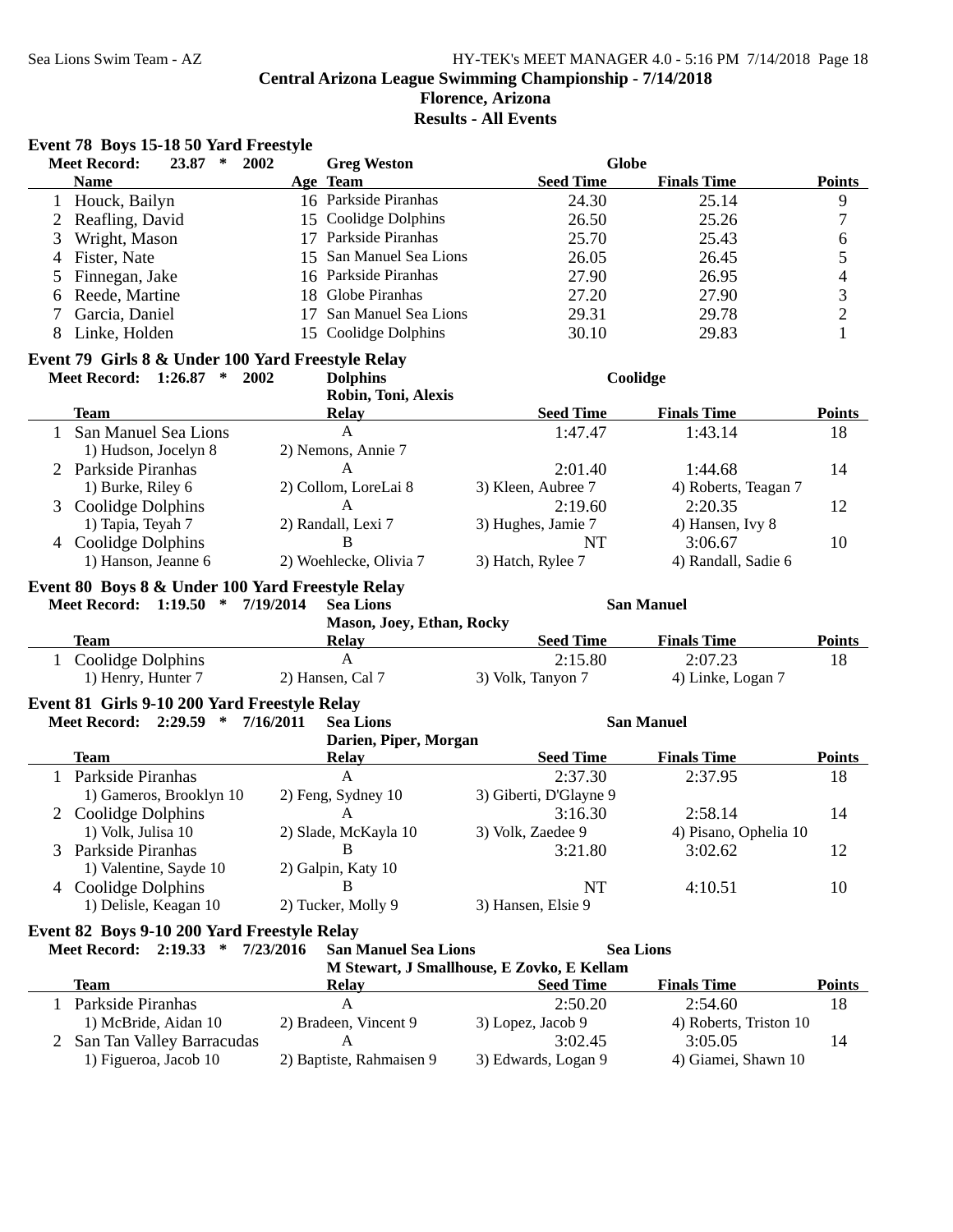# Central Arizona League Swimming Championship - 7/14/2018
## Florence, Arizona
## Results - All Events

### Event 78 Boys 15-18 50 Yard Freestyle

**Meet Record:** 23.87 * 2002 Greg Weston — Globe

| | Name | Age | Team | Seed Time | Finals Time | Points |
|---|---|---|---|---|---|---|
| 1 | Houck, Bailyn | 16 | Parkside Piranhas | 24.30 | 25.14 | 9 |
| 2 | Reafling, David | 15 | Coolidge Dolphins | 26.50 | 25.26 | 7 |
| 3 | Wright, Mason | 17 | Parkside Piranhas | 25.70 | 25.43 | 6 |
| 4 | Fister, Nate | 15 | San Manuel Sea Lions | 26.05 | 26.45 | 5 |
| 5 | Finnegan, Jake | 16 | Parkside Piranhas | 27.90 | 26.95 | 4 |
| 6 | Reede, Martine | 18 | Globe Piranhas | 27.20 | 27.90 | 3 |
| 7 | Garcia, Daniel | 17 | San Manuel Sea Lions | 29.31 | 29.78 | 2 |
| 8 | Linke, Holden | 15 | Coolidge Dolphins | 30.10 | 29.83 | 1 |

### Event 79 Girls 8 & Under 100 Yard Freestyle Relay

**Meet Record:** 1:26.87 * 2002 Dolphins — Coolidge
Robin, Toni, Alexis

| | Team | Relay | Seed Time | Finals Time | Points |
|---|---|---|---|---|---|
| 1 | San Manuel Sea Lions | A | 1:47.47 | 1:43.14 | 18 |
| | 1) Hudson, Jocelyn 8 | 2) Nemons, Annie 7 | | | |
| 2 | Parkside Piranhas | A | 2:01.40 | 1:44.68 | 14 |
| | 1) Burke, Riley 6 | 2) Collom, LoreLai 8 | 3) Kleen, Aubree 7 | 4) Roberts, Teagan 7 | |
| 3 | Coolidge Dolphins | A | 2:19.60 | 2:20.35 | 12 |
| | 1) Tapia, Teyah 7 | 2) Randall, Lexi 7 | 3) Hughes, Jamie 7 | 4) Hansen, Ivy 8 | |
| 4 | Coolidge Dolphins | B | NT | 3:06.67 | 10 |
| | 1) Hanson, Jeanne 6 | 2) Woehlecke, Olivia 7 | 3) Hatch, Rylee 7 | 4) Randall, Sadie 6 | |

### Event 80 Boys 8 & Under 100 Yard Freestyle Relay

**Meet Record:** 1:19.50 * 7/19/2014 Sea Lions — San Manuel
Mason, Joey, Ethan, Rocky

| | Team | Relay | Seed Time | Finals Time | Points |
|---|---|---|---|---|---|
| 1 | Coolidge Dolphins | A | 2:15.80 | 2:07.23 | 18 |
| | 1) Henry, Hunter 7 | 2) Hansen, Cal 7 | 3) Volk, Tanyon 7 | 4) Linke, Logan 7 | |

### Event 81 Girls 9-10 200 Yard Freestyle Relay

**Meet Record:** 2:29.59 * 7/16/2011 Sea Lions — San Manuel
Darien, Piper, Morgan

| | Team | Relay | Seed Time | Finals Time | Points |
|---|---|---|---|---|---|
| 1 | Parkside Piranhas | A | 2:37.30 | 2:37.95 | 18 |
| | 1) Gameros, Brooklyn 10 | 2) Feng, Sydney 10 | 3) Giberti, D'Glayne 9 | | |
| 2 | Coolidge Dolphins | A | 3:16.30 | 2:58.14 | 14 |
| | 1) Volk, Julisa 10 | 2) Slade, McKayla 10 | 3) Volk, Zaedee 9 | 4) Pisano, Ophelia 10 | |
| 3 | Parkside Piranhas | B | 3:21.80 | 3:02.62 | 12 |
| | 1) Valentine, Sayde 10 | 2) Galpin, Katy 10 | | | |
| 4 | Coolidge Dolphins | B | NT | 4:10.51 | 10 |
| | 1) Delisle, Keagan 10 | 2) Tucker, Molly 9 | 3) Hansen, Elsie 9 | | |

### Event 82 Boys 9-10 200 Yard Freestyle Relay

**Meet Record:** 2:19.33 * 7/23/2016 San Manuel Sea Lions — Sea Lions
M Stewart, J Smallhouse, E Zovko, E Kellam

| | Team | Relay | Seed Time | Finals Time | Points |
|---|---|---|---|---|---|
| 1 | Parkside Piranhas | A | 2:50.20 | 2:54.60 | 18 |
| | 1) McBride, Aidan 10 | 2) Bradeen, Vincent 9 | 3) Lopez, Jacob 9 | 4) Roberts, Triston 10 | |
| 2 | San Tan Valley Barracudas | A | 3:02.45 | 3:05.05 | 14 |
| | 1) Figueroa, Jacob 10 | 2) Baptiste, Rahmaisen 9 | 3) Edwards, Logan 9 | 4) Giamei, Shawn 10 | |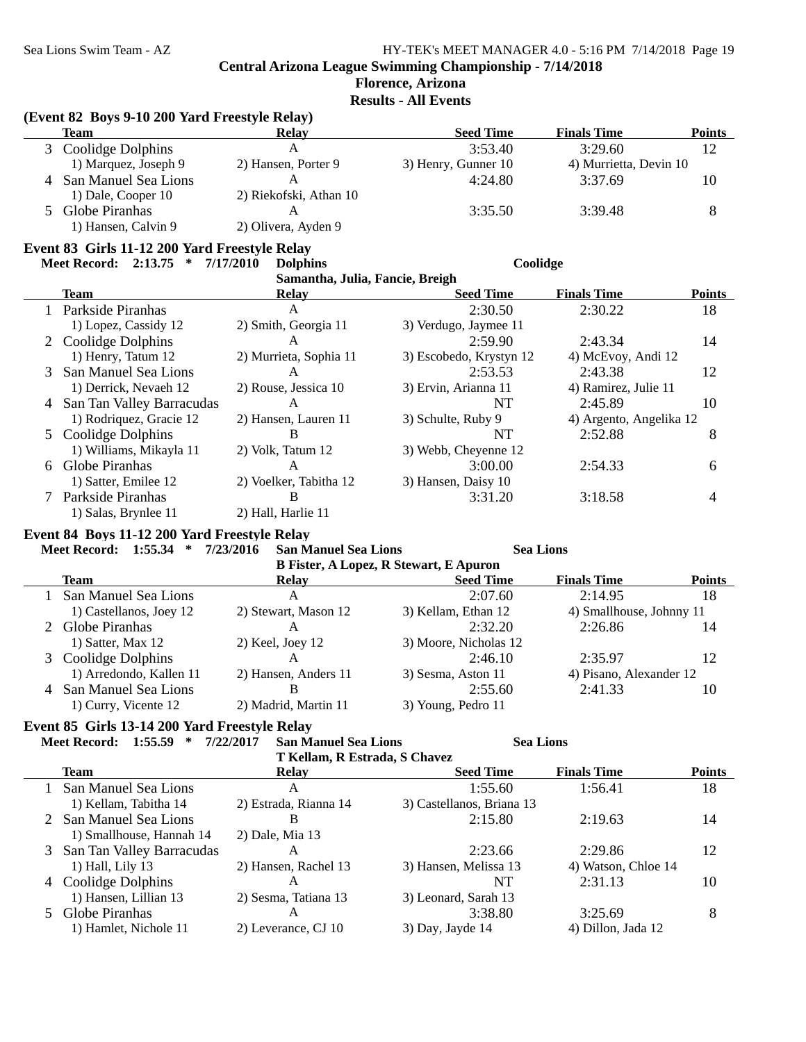## Central Arizona League Swimming Championship - 7/14/2018

### Florence, Arizona

### Results - All Events

**(Event 82 Boys 9-10 200 Yard Freestyle Relay)**

| | Team | Relay | Seed Time | Finals Time | Points |
|---|---|---|---|---|---|
| 3 | Coolidge Dolphins | A | 3:53.40 | 3:29.60 | 12 |
| | 1) Marquez, Joseph 9 | 2) Hansen, Porter 9 | 3) Henry, Gunner 10 | 4) Murrietta, Devin 10 | |
| 4 | San Manuel Sea Lions | A | 4:24.80 | 3:37.69 | 10 |
| | 1) Dale, Cooper 10 | 2) Riekofski, Athan 10 | | | |
| 5 | Globe Piranhas | A | 3:35.50 | 3:39.48 | 8 |
| | 1) Hansen, Calvin 9 | 2) Olivera, Ayden 9 | | | |

**Event 83 Girls 11-12 200 Yard Freestyle Relay**

**Meet Record: 2:13.75 * 7/17/2010 Dolphins Coolidge**

**Samantha, Julia, Fancie, Breigh**

| | Team | Relay | Seed Time | Finals Time | Points |
|---|---|---|---|---|---|
| 1 | Parkside Piranhas | A | 2:30.50 | 2:30.22 | 18 |
| | 1) Lopez, Cassidy 12 | 2) Smith, Georgia 11 | 3) Verdugo, Jaymee 11 | | |
| 2 | Coolidge Dolphins | A | 2:59.90 | 2:43.34 | 14 |
| | 1) Henry, Tatum 12 | 2) Murrieta, Sophia 11 | 3) Escobedo, Krystyn 12 | 4) McEvoy, Andi 12 | |
| 3 | San Manuel Sea Lions | A | 2:53.53 | 2:43.38 | 12 |
| | 1) Derrick, Nevaeh 12 | 2) Rouse, Jessica 10 | 3) Ervin, Arianna 11 | 4) Ramirez, Julie 11 | |
| 4 | San Tan Valley Barracudas | A | NT | 2:45.89 | 10 |
| | 1) Rodriquez, Gracie 12 | 2) Hansen, Lauren 11 | 3) Schulte, Ruby 9 | 4) Argento, Angelika 12 | |
| 5 | Coolidge Dolphins | B | NT | 2:52.88 | 8 |
| | 1) Williams, Mikayla 11 | 2) Volk, Tatum 12 | 3) Webb, Cheyenne 12 | | |
| 6 | Globe Piranhas | A | 3:00.00 | 2:54.33 | 6 |
| | 1) Satter, Emilee 12 | 2) Voelker, Tabitha 12 | 3) Hansen, Daisy 10 | | |
| 7 | Parkside Piranhas | B | 3:31.20 | 3:18.58 | 4 |
| | 1) Salas, Brynlee 11 | 2) Hall, Harlie 11 | | | |

**Event 84 Boys 11-12 200 Yard Freestyle Relay**

**Meet Record: 1:55.34 * 7/23/2016 San Manuel Sea Lions Sea Lions**

**B Fister, A Lopez, R Stewart, E Apuron**

| | Team | Relay | Seed Time | Finals Time | Points |
|---|---|---|---|---|---|
| 1 | San Manuel Sea Lions | A | 2:07.60 | 2:14.95 | 18 |
| | 1) Castellanos, Joey 12 | 2) Stewart, Mason 12 | 3) Kellam, Ethan 12 | 4) Smallhouse, Johnny 11 | |
| 2 | Globe Piranhas | A | 2:32.20 | 2:26.86 | 14 |
| | 1) Satter, Max 12 | 2) Keel, Joey 12 | 3) Moore, Nicholas 12 | | |
| 3 | Coolidge Dolphins | A | 2:46.10 | 2:35.97 | 12 |
| | 1) Arredondo, Kallen 11 | 2) Hansen, Anders 11 | 3) Sesma, Aston 11 | 4) Pisano, Alexander 12 | |
| 4 | San Manuel Sea Lions | B | 2:55.60 | 2:41.33 | 10 |
| | 1) Curry, Vicente 12 | 2) Madrid, Martin 11 | 3) Young, Pedro 11 | | |

**Event 85 Girls 13-14 200 Yard Freestyle Relay**

**Meet Record: 1:55.59 * 7/22/2017 San Manuel Sea Lions Sea Lions**

**T Kellam, R Estrada, S Chavez**

| | Team | Relay | Seed Time | Finals Time | Points |
|---|---|---|---|---|---|
| 1 | San Manuel Sea Lions | A | 1:55.60 | 1:56.41 | 18 |
| | 1) Kellam, Tabitha 14 | 2) Estrada, Rianna 14 | 3) Castellanos, Briana 13 | | |
| 2 | San Manuel Sea Lions | B | 2:15.80 | 2:19.63 | 14 |
| | 1) Smallhouse, Hannah 14 | 2) Dale, Mia 13 | | | |
| 3 | San Tan Valley Barracudas | A | 2:23.66 | 2:29.86 | 12 |
| | 1) Hall, Lily 13 | 2) Hansen, Rachel 13 | 3) Hansen, Melissa 13 | 4) Watson, Chloe 14 | |
| 4 | Coolidge Dolphins | A | NT | 2:31.13 | 10 |
| | 1) Hansen, Lillian 13 | 2) Sesma, Tatiana 13 | 3) Leonard, Sarah 13 | | |
| 5 | Globe Piranhas | A | 3:38.80 | 3:25.69 | 8 |
| | 1) Hamlet, Nichole 11 | 2) Leverance, CJ 10 | 3) Day, Jayde 14 | 4) Dillon, Jada 12 | |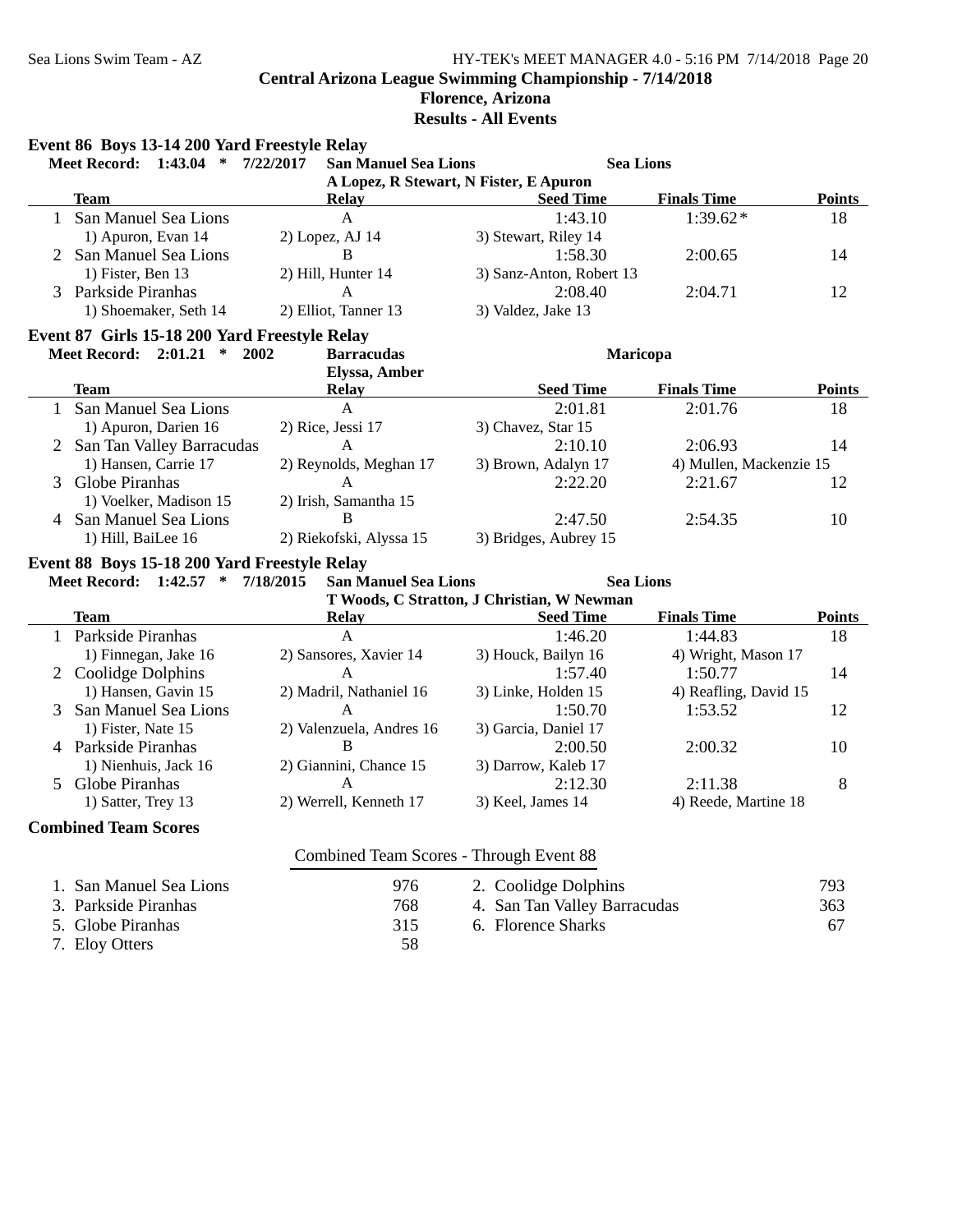# Central Arizona League Swimming Championship - 7/14/2018

## Florence, Arizona

## Results - All Events

### Event 86 Boys 13-14 200 Yard Freestyle Relay

**Meet Record: 1:43.04 * 7/22/2017 San Manuel Sea Lions Sea Lions**
**A Lopez, R Stewart, N Fister, E Apuron**

| | Team | Relay | Seed Time | Finals Time | Points |
|---|---|---|---|---|---|
| 1 | San Manuel Sea Lions | A | 1:43.10 | 1:39.62* | 18 |
| | 1) Apuron, Evan 14 | 2) Lopez, AJ 14 | 3) Stewart, Riley 14 | | |
| 2 | San Manuel Sea Lions | B | 1:58.30 | 2:00.65 | 14 |
| | 1) Fister, Ben 13 | 2) Hill, Hunter 14 | 3) Sanz-Anton, Robert 13 | | |
| 3 | Parkside Piranhas | A | 2:08.40 | 2:04.71 | 12 |
| | 1) Shoemaker, Seth 14 | 2) Elliot, Tanner 13 | 3) Valdez, Jake 13 | | |

### Event 87 Girls 15-18 200 Yard Freestyle Relay

**Meet Record: 2:01.21 * 2002 Barracudas Maricopa**
**Elyssa, Amber**

| | Team | Relay | Seed Time | Finals Time | Points |
|---|---|---|---|---|---|
| 1 | San Manuel Sea Lions | A | 2:01.81 | 2:01.76 | 18 |
| | 1) Apuron, Darien 16 | 2) Rice, Jessi 17 | 3) Chavez, Star 15 | | |
| 2 | San Tan Valley Barracudas | A | 2:10.10 | 2:06.93 | 14 |
| | 1) Hansen, Carrie 17 | 2) Reynolds, Meghan 17 | 3) Brown, Adalyn 17 | 4) Mullen, Mackenzie 15 | |
| 3 | Globe Piranhas | A | 2:22.20 | 2:21.67 | 12 |
| | 1) Voelker, Madison 15 | 2) Irish, Samantha 15 | | | |
| 4 | San Manuel Sea Lions | B | 2:47.50 | 2:54.35 | 10 |
| | 1) Hill, BaiLee 16 | 2) Riekofski, Alyssa 15 | 3) Bridges, Aubrey 15 | | |

### Event 88 Boys 15-18 200 Yard Freestyle Relay

**Meet Record: 1:42.57 * 7/18/2015 San Manuel Sea Lions Sea Lions**
**T Woods, C Stratton, J Christian, W Newman**

| | Team | Relay | Seed Time | Finals Time | Points |
|---|---|---|---|---|---|
| 1 | Parkside Piranhas | A | 1:46.20 | 1:44.83 | 18 |
| | 1) Finnegan, Jake 16 | 2) Sansores, Xavier 14 | 3) Houck, Bailyn 16 | 4) Wright, Mason 17 | |
| 2 | Coolidge Dolphins | A | 1:57.40 | 1:50.77 | 14 |
| | 1) Hansen, Gavin 15 | 2) Madril, Nathaniel 16 | 3) Linke, Holden 15 | 4) Reafling, David 15 | |
| 3 | San Manuel Sea Lions | A | 1:50.70 | 1:53.52 | 12 |
| | 1) Fister, Nate 15 | 2) Valenzuela, Andres 16 | 3) Garcia, Daniel 17 | | |
| 4 | Parkside Piranhas | B | 2:00.50 | 2:00.32 | 10 |
| | 1) Nienhuis, Jack 16 | 2) Giannini, Chance 15 | 3) Darrow, Kaleb 17 | | |
| 5 | Globe Piranhas | A | 2:12.30 | 2:11.38 | 8 |
| | 1) Satter, Trey 13 | 2) Werrell, Kenneth 17 | 3) Keel, James 14 | 4) Reede, Martine 18 | |

### Combined Team Scores

Combined Team Scores - Through Event 88

| | | | |
|---|---|---|---|
| 1. San Manuel Sea Lions | 976 | 2. Coolidge Dolphins | 793 |
| 3. Parkside Piranhas | 768 | 4. San Tan Valley Barracudas | 363 |
| 5. Globe Piranhas | 315 | 6. Florence Sharks | 67 |
| 7. Eloy Otters | 58 | | |